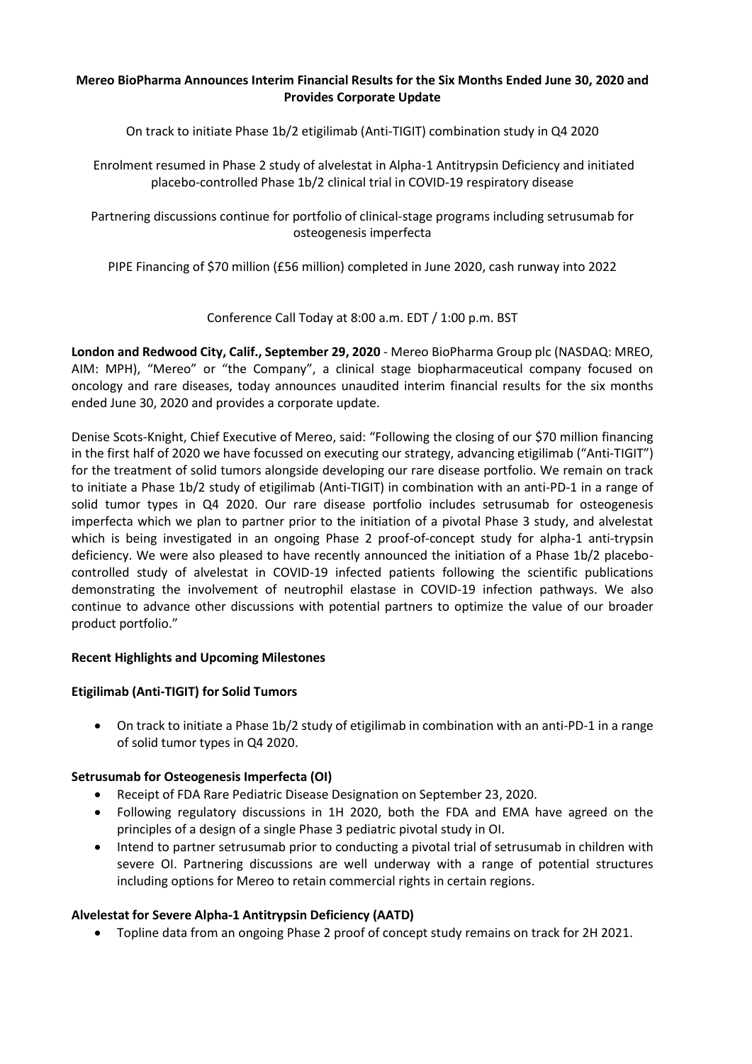# Mereo BioPharma Announces Interim Financial Results for the Six Months Ended June 30, 2020 and Provides Corporate Update

On track to initiate Phase 1b/2 etigilimab (Anti-TIGIT) combination study in Q4 2020

Enrolment resumed in Phase 2 study of alvelestat in Alpha-1 Antitrypsin Deficiency and initiated placebo-controlled Phase 1b/2 clinical trial in COVID-19 respiratory disease

Partnering discussions continue for portfolio of clinical-stage programs including setrusumab for osteogenesis imperfecta

PIPE Financing of $70 million (£56 million) completed in June 2020, cash runway into 2022

Conference Call Today at 8:00 a.m. EDT / 1:00 p.m. BST

**London and Redwood City, Calif., September 29, 2020** - Mereo BioPharma Group plc (NASDAQ: MREO, AIM: MPH), "Mereo" or "the Company", a clinical stage biopharmaceutical company focused on oncology and rare diseases, today announces unaudited interim financial results for the six months ended June 30, 2020 and provides a corporate update.

Denise Scots-Knight, Chief Executive of Mereo, said: "Following the closing of our $70 million financing in the first half of 2020 we have focussed on executing our strategy, advancing etigilimab ("Anti-TIGIT") for the treatment of solid tumors alongside developing our rare disease portfolio. We remain on track to initiate a Phase 1b/2 study of etigilimab (Anti-TIGIT) in combination with an anti-PD-1 in a range of solid tumor types in Q4 2020. Our rare disease portfolio includes setrusumab for osteogenesis imperfecta which we plan to partner prior to the initiation of a pivotal Phase 3 study, and alvelestat which is being investigated in an ongoing Phase 2 proof-of-concept study for alpha-1 anti-trypsin deficiency. We were also pleased to have recently announced the initiation of a Phase 1b/2 placebo-controlled study of alvelestat in COVID-19 infected patients following the scientific publications demonstrating the involvement of neutrophil elastase in COVID-19 infection pathways. We also continue to advance other discussions with potential partners to optimize the value of our broader product portfolio."

## Recent Highlights and Upcoming Milestones

### Etigilimab (Anti-TIGIT) for Solid Tumors

- On track to initiate a Phase 1b/2 study of etigilimab in combination with an anti-PD-1 in a range of solid tumor types in Q4 2020.

### Setrusumab for Osteogenesis Imperfecta (OI)

- Receipt of FDA Rare Pediatric Disease Designation on September 23, 2020.
- Following regulatory discussions in 1H 2020, both the FDA and EMA have agreed on the principles of a design of a single Phase 3 pediatric pivotal study in OI.
- Intend to partner setrusumab prior to conducting a pivotal trial of setrusumab in children with severe OI. Partnering discussions are well underway with a range of potential structures including options for Mereo to retain commercial rights in certain regions.

### Alvelestat for Severe Alpha-1 Antitrypsin Deficiency (AATD)

- Topline data from an ongoing Phase 2 proof of concept study remains on track for 2H 2021.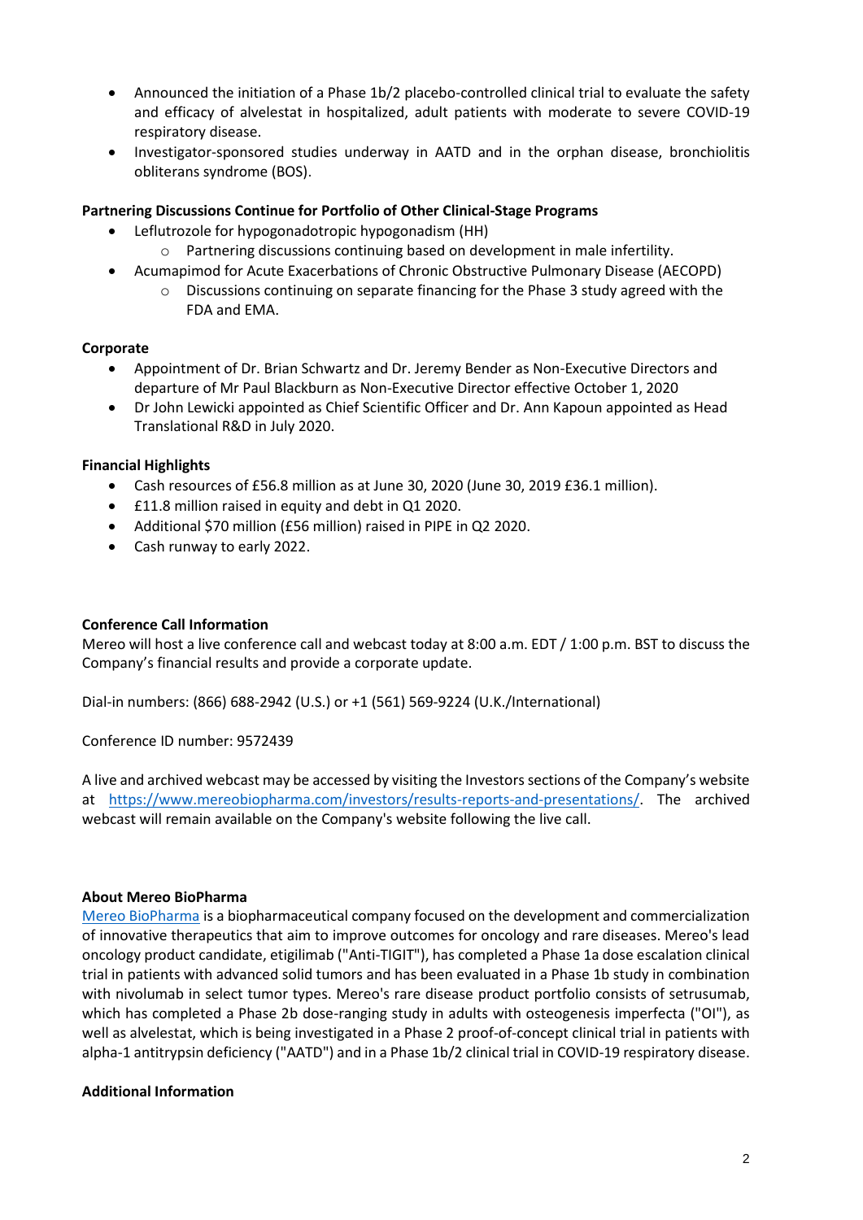- Announced the initiation of a Phase 1b/2 placebo-controlled clinical trial to evaluate the safety and efficacy of alvelestat in hospitalized, adult patients with moderate to severe COVID-19 respiratory disease.
- Investigator-sponsored studies underway in AATD and in the orphan disease, bronchiolitis obliterans syndrome (BOS).

**Partnering Discussions Continue for Portfolio of Other Clinical-Stage Programs**

- Leflutrozole for hypogonadotropic hypogonadism (HH)
  - Partnering discussions continuing based on development in male infertility.
- Acumapimod for Acute Exacerbations of Chronic Obstructive Pulmonary Disease (AECOPD)
  - Discussions continuing on separate financing for the Phase 3 study agreed with the FDA and EMA.

**Corporate**

- Appointment of Dr. Brian Schwartz and Dr. Jeremy Bender as Non-Executive Directors and departure of Mr Paul Blackburn as Non-Executive Director effective October 1, 2020
- Dr John Lewicki appointed as Chief Scientific Officer and Dr. Ann Kapoun appointed as Head Translational R&D in July 2020.

**Financial Highlights**

- Cash resources of £56.8 million as at June 30, 2020 (June 30, 2019 £36.1 million).
- £11.8 million raised in equity and debt in Q1 2020.
- Additional $70 million (£56 million) raised in PIPE in Q2 2020.
- Cash runway to early 2022.

**Conference Call Information**

Mereo will host a live conference call and webcast today at 8:00 a.m. EDT / 1:00 p.m. BST to discuss the Company's financial results and provide a corporate update.

Dial-in numbers: (866) 688-2942 (U.S.) or +1 (561) 569-9224 (U.K./International)

Conference ID number: 9572439

A live and archived webcast may be accessed by visiting the Investors sections of the Company's website at [https://www.mereobiopharma.com/investors/results-reports-and-presentations/](https://www.mereobiopharma.com/investors/results-reports-and-presentations/). The archived webcast will remain available on the Company's website following the live call.

**About Mereo BioPharma**

Mereo BioPharma is a biopharmaceutical company focused on the development and commercialization of innovative therapeutics that aim to improve outcomes for oncology and rare diseases. Mereo's lead oncology product candidate, etigilimab ("Anti-TIGIT"), has completed a Phase 1a dose escalation clinical trial in patients with advanced solid tumors and has been evaluated in a Phase 1b study in combination with nivolumab in select tumor types. Mereo's rare disease product portfolio consists of setrusumab, which has completed a Phase 2b dose-ranging study in adults with osteogenesis imperfecta ("OI"), as well as alvelestat, which is being investigated in a Phase 2 proof-of-concept clinical trial in patients with alpha-1 antitrypsin deficiency ("AATD") and in a Phase 1b/2 clinical trial in COVID-19 respiratory disease.

**Additional Information**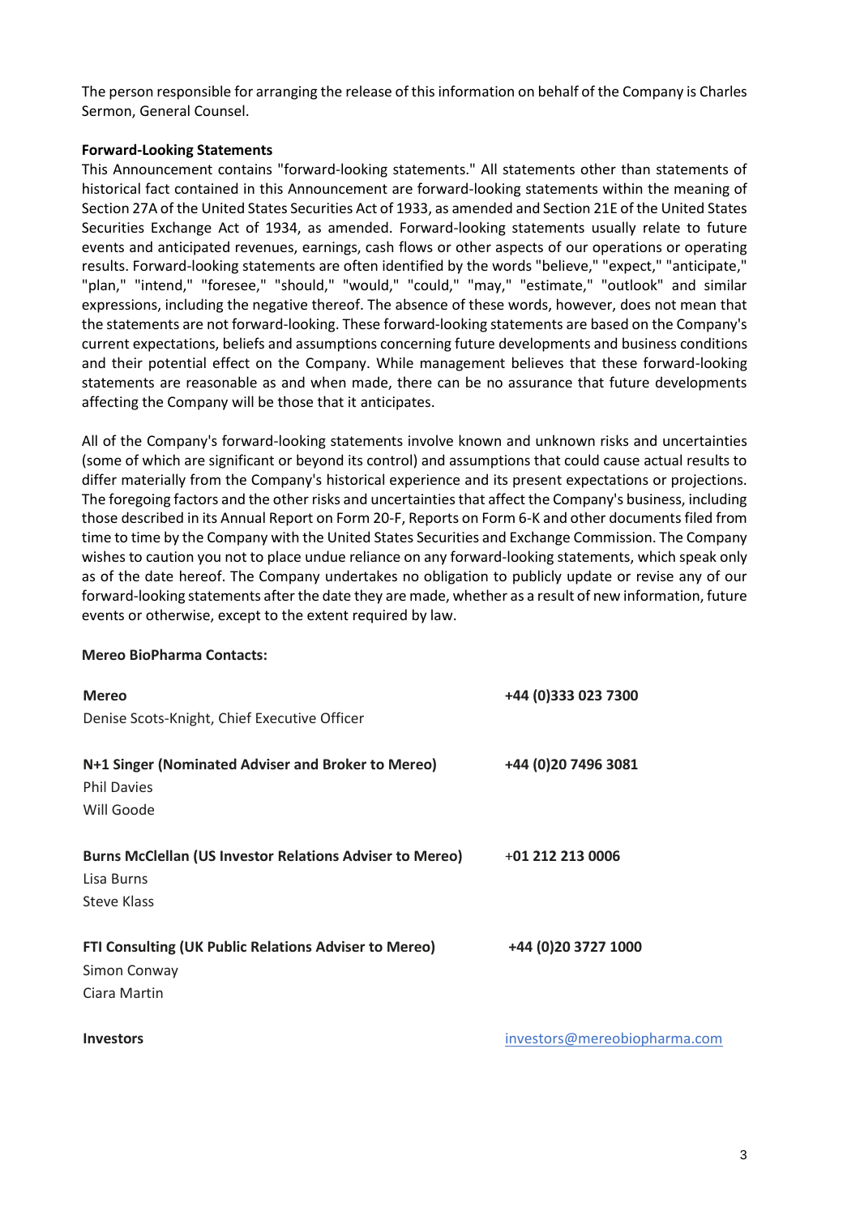The person responsible for arranging the release of this information on behalf of the Company is Charles Sermon, General Counsel.

**Forward-Looking Statements**

This Announcement contains "forward-looking statements." All statements other than statements of historical fact contained in this Announcement are forward-looking statements within the meaning of Section 27A of the United States Securities Act of 1933, as amended and Section 21E of the United States Securities Exchange Act of 1934, as amended. Forward-looking statements usually relate to future events and anticipated revenues, earnings, cash flows or other aspects of our operations or operating results. Forward-looking statements are often identified by the words "believe," "expect," "anticipate," "plan," "intend," "foresee," "should," "would," "could," "may," "estimate," "outlook" and similar expressions, including the negative thereof. The absence of these words, however, does not mean that the statements are not forward-looking. These forward-looking statements are based on the Company's current expectations, beliefs and assumptions concerning future developments and business conditions and their potential effect on the Company. While management believes that these forward-looking statements are reasonable as and when made, there can be no assurance that future developments affecting the Company will be those that it anticipates.

All of the Company's forward-looking statements involve known and unknown risks and uncertainties (some of which are significant or beyond its control) and assumptions that could cause actual results to differ materially from the Company's historical experience and its present expectations or projections. The foregoing factors and the other risks and uncertainties that affect the Company's business, including those described in its Annual Report on Form 20-F, Reports on Form 6-K and other documents filed from time to time by the Company with the United States Securities and Exchange Commission. The Company wishes to caution you not to place undue reliance on any forward-looking statements, which speak only as of the date hereof. The Company undertakes no obligation to publicly update or revise any of our forward-looking statements after the date they are made, whether as a result of new information, future events or otherwise, except to the extent required by law.

**Mereo BioPharma Contacts:**

| | |
|---|---|
| **Mereo**<br>Denise Scots-Knight, Chief Executive Officer | **+44 (0)333 023 7300** |
| **N+1 Singer (Nominated Adviser and Broker to Mereo)**<br>Phil Davies<br>Will Goode | **+44 (0)20 7496 3081** |
| **Burns McClellan (US Investor Relations Adviser to Mereo)**<br>Lisa Burns<br>Steve Klass | **+01 212 213 0006** |
| **FTI Consulting (UK Public Relations Adviser to Mereo)**<br>Simon Conway<br>Ciara Martin | **+44 (0)20 3727 1000** |
| **Investors** | investors@mereobiopharma.com |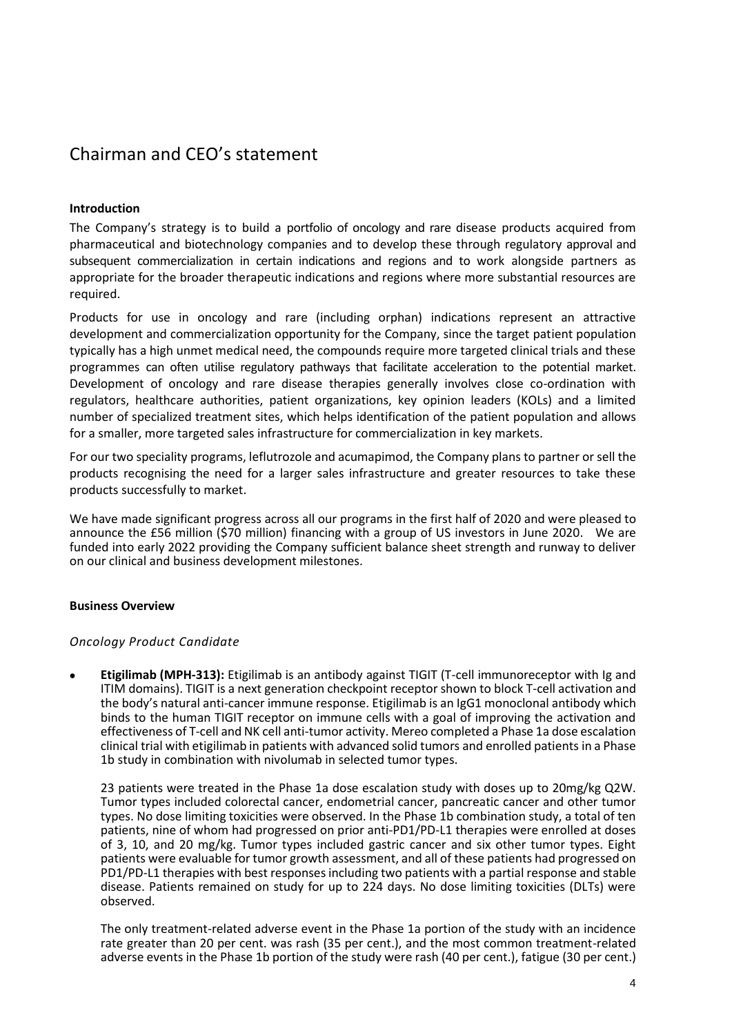# Chairman and CEO's statement

**Introduction**

The Company's strategy is to build a portfolio of oncology and rare disease products acquired from pharmaceutical and biotechnology companies and to develop these through regulatory approval and subsequent commercialization in certain indications and regions and to work alongside partners as appropriate for the broader therapeutic indications and regions where more substantial resources are required.

Products for use in oncology and rare (including orphan) indications represent an attractive development and commercialization opportunity for the Company, since the target patient population typically has a high unmet medical need, the compounds require more targeted clinical trials and these programmes can often utilise regulatory pathways that facilitate acceleration to the potential market. Development of oncology and rare disease therapies generally involves close co-ordination with regulators, healthcare authorities, patient organizations, key opinion leaders (KOLs) and a limited number of specialized treatment sites, which helps identification of the patient population and allows for a smaller, more targeted sales infrastructure for commercialization in key markets.

For our two speciality programs, leflutrozole and acumapimod, the Company plans to partner or sell the products recognising the need for a larger sales infrastructure and greater resources to take these products successfully to market.

We have made significant progress across all our programs in the first half of 2020 and were pleased to announce the £56 million ($70 million) financing with a group of US investors in June 2020. We are funded into early 2022 providing the Company sufficient balance sheet strength and runway to deliver on our clinical and business development milestones.

**Business Overview**

*Oncology Product Candidate*

- **Etigilimab (MPH-313):** Etigilimab is an antibody against TIGIT (T-cell immunoreceptor with Ig and ITIM domains). TIGIT is a next generation checkpoint receptor shown to block T-cell activation and the body's natural anti-cancer immune response. Etigilimab is an IgG1 monoclonal antibody which binds to the human TIGIT receptor on immune cells with a goal of improving the activation and effectiveness of T-cell and NK cell anti-tumor activity. Mereo completed a Phase 1a dose escalation clinical trial with etigilimab in patients with advanced solid tumors and enrolled patients in a Phase 1b study in combination with nivolumab in selected tumor types.

  23 patients were treated in the Phase 1a dose escalation study with doses up to 20mg/kg Q2W. Tumor types included colorectal cancer, endometrial cancer, pancreatic cancer and other tumor types. No dose limiting toxicities were observed. In the Phase 1b combination study, a total of ten patients, nine of whom had progressed on prior anti-PD1/PD-L1 therapies were enrolled at doses of 3, 10, and 20 mg/kg. Tumor types included gastric cancer and six other tumor types. Eight patients were evaluable for tumor growth assessment, and all of these patients had progressed on PD1/PD-L1 therapies with best responses including two patients with a partial response and stable disease. Patients remained on study for up to 224 days. No dose limiting toxicities (DLTs) were observed.

  The only treatment-related adverse event in the Phase 1a portion of the study with an incidence rate greater than 20 per cent. was rash (35 per cent.), and the most common treatment-related adverse events in the Phase 1b portion of the study were rash (40 per cent.), fatigue (30 per cent.)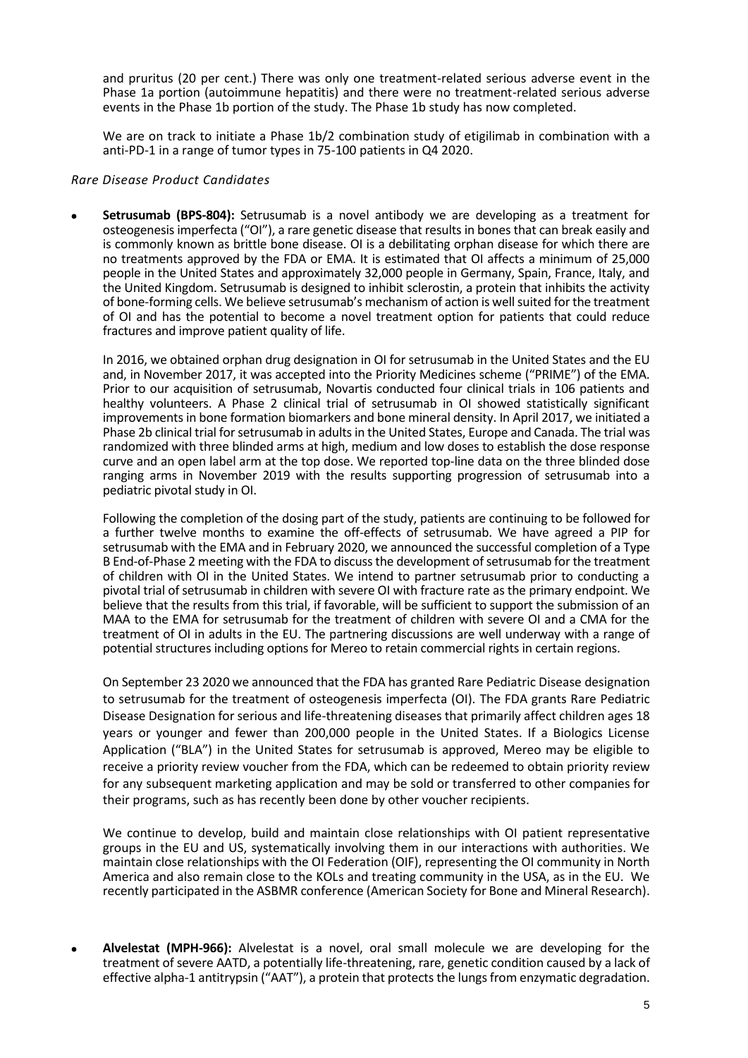and pruritus (20 per cent.) There was only one treatment-related serious adverse event in the Phase 1a portion (autoimmune hepatitis) and there were no treatment-related serious adverse events in the Phase 1b portion of the study. The Phase 1b study has now completed.

We are on track to initiate a Phase 1b/2 combination study of etigilimab in combination with a anti-PD-1 in a range of tumor types in 75-100 patients in Q4 2020.

*Rare Disease Product Candidates*

- **Setrusumab (BPS-804):** Setrusumab is a novel antibody we are developing as a treatment for osteogenesis imperfecta ("OI"), a rare genetic disease that results in bones that can break easily and is commonly known as brittle bone disease. OI is a debilitating orphan disease for which there are no treatments approved by the FDA or EMA. It is estimated that OI affects a minimum of 25,000 people in the United States and approximately 32,000 people in Germany, Spain, France, Italy, and the United Kingdom. Setrusumab is designed to inhibit sclerostin, a protein that inhibits the activity of bone-forming cells. We believe setrusumab's mechanism of action is well suited for the treatment of OI and has the potential to become a novel treatment option for patients that could reduce fractures and improve patient quality of life.

  In 2016, we obtained orphan drug designation in OI for setrusumab in the United States and the EU and, in November 2017, it was accepted into the Priority Medicines scheme ("PRIME") of the EMA. Prior to our acquisition of setrusumab, Novartis conducted four clinical trials in 106 patients and healthy volunteers. A Phase 2 clinical trial of setrusumab in OI showed statistically significant improvements in bone formation biomarkers and bone mineral density. In April 2017, we initiated a Phase 2b clinical trial for setrusumab in adults in the United States, Europe and Canada. The trial was randomized with three blinded arms at high, medium and low doses to establish the dose response curve and an open label arm at the top dose. We reported top-line data on the three blinded dose ranging arms in November 2019 with the results supporting progression of setrusumab into a pediatric pivotal study in OI.

  Following the completion of the dosing part of the study, patients are continuing to be followed for a further twelve months to examine the off-effects of setrusumab. We have agreed a PIP for setrusumab with the EMA and in February 2020, we announced the successful completion of a Type B End-of-Phase 2 meeting with the FDA to discuss the development of setrusumab for the treatment of children with OI in the United States. We intend to partner setrusumab prior to conducting a pivotal trial of setrusumab in children with severe OI with fracture rate as the primary endpoint. We believe that the results from this trial, if favorable, will be sufficient to support the submission of an MAA to the EMA for setrusumab for the treatment of children with severe OI and a CMA for the treatment of OI in adults in the EU. The partnering discussions are well underway with a range of potential structures including options for Mereo to retain commercial rights in certain regions.

  On September 23 2020 we announced that the FDA has granted Rare Pediatric Disease designation to setrusumab for the treatment of osteogenesis imperfecta (OI). The FDA grants Rare Pediatric Disease Designation for serious and life-threatening diseases that primarily affect children ages 18 years or younger and fewer than 200,000 people in the United States. If a Biologics License Application ("BLA") in the United States for setrusumab is approved, Mereo may be eligible to receive a priority review voucher from the FDA, which can be redeemed to obtain priority review for any subsequent marketing application and may be sold or transferred to other companies for their programs, such as has recently been done by other voucher recipients.

  We continue to develop, build and maintain close relationships with OI patient representative groups in the EU and US, systematically involving them in our interactions with authorities. We maintain close relationships with the OI Federation (OIF), representing the OI community in North America and also remain close to the KOLs and treating community in the USA, as in the EU. We recently participated in the ASBMR conference (American Society for Bone and Mineral Research).

- **Alvelestat (MPH-966):** Alvelestat is a novel, oral small molecule we are developing for the treatment of severe AATD, a potentially life-threatening, rare, genetic condition caused by a lack of effective alpha-1 antitrypsin ("AAT"), a protein that protects the lungs from enzymatic degradation.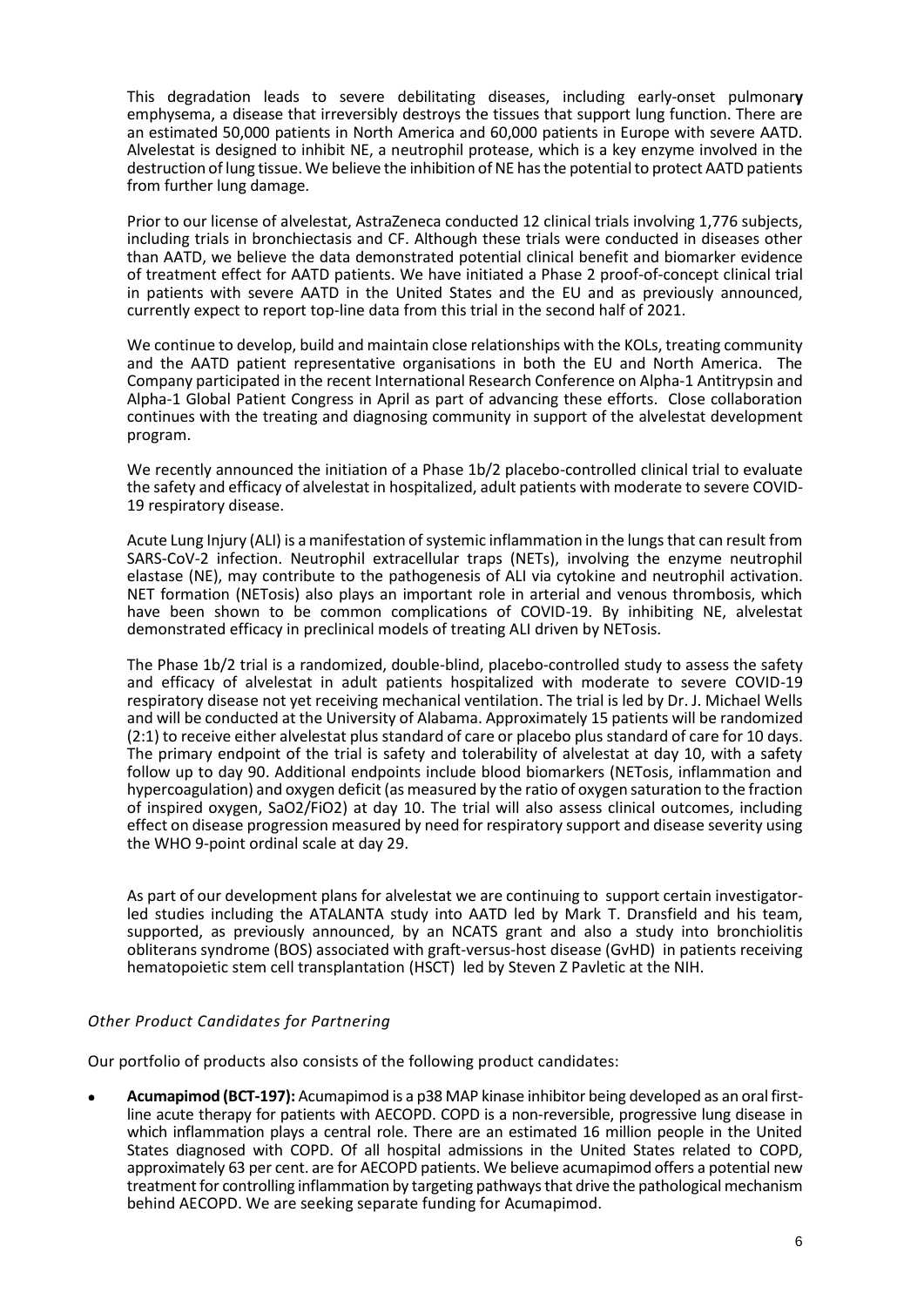This degradation leads to severe debilitating diseases, including early-onset pulmonary emphysema, a disease that irreversibly destroys the tissues that support lung function. There are an estimated 50,000 patients in North America and 60,000 patients in Europe with severe AATD. Alvelestat is designed to inhibit NE, a neutrophil protease, which is a key enzyme involved in the destruction of lung tissue. We believe the inhibition of NE has the potential to protect AATD patients from further lung damage.

Prior to our license of alvelestat, AstraZeneca conducted 12 clinical trials involving 1,776 subjects, including trials in bronchiectasis and CF. Although these trials were conducted in diseases other than AATD, we believe the data demonstrated potential clinical benefit and biomarker evidence of treatment effect for AATD patients. We have initiated a Phase 2 proof-of-concept clinical trial in patients with severe AATD in the United States and the EU and as previously announced, currently expect to report top-line data from this trial in the second half of 2021.

We continue to develop, build and maintain close relationships with the KOLs, treating community and the AATD patient representative organisations in both the EU and North America. The Company participated in the recent International Research Conference on Alpha-1 Antitrypsin and Alpha-1 Global Patient Congress in April as part of advancing these efforts. Close collaboration continues with the treating and diagnosing community in support of the alvelestat development program.

We recently announced the initiation of a Phase 1b/2 placebo-controlled clinical trial to evaluate the safety and efficacy of alvelestat in hospitalized, adult patients with moderate to severe COVID-19 respiratory disease.

Acute Lung Injury (ALI) is a manifestation of systemic inflammation in the lungs that can result from SARS-CoV-2 infection. Neutrophil extracellular traps (NETs), involving the enzyme neutrophil elastase (NE), may contribute to the pathogenesis of ALI via cytokine and neutrophil activation. NET formation (NETosis) also plays an important role in arterial and venous thrombosis, which have been shown to be common complications of COVID-19. By inhibiting NE, alvelestat demonstrated efficacy in preclinical models of treating ALI driven by NETosis.

The Phase 1b/2 trial is a randomized, double-blind, placebo-controlled study to assess the safety and efficacy of alvelestat in adult patients hospitalized with moderate to severe COVID-19 respiratory disease not yet receiving mechanical ventilation. The trial is led by Dr. J. Michael Wells and will be conducted at the University of Alabama. Approximately 15 patients will be randomized (2:1) to receive either alvelestat plus standard of care or placebo plus standard of care for 10 days. The primary endpoint of the trial is safety and tolerability of alvelestat at day 10, with a safety follow up to day 90. Additional endpoints include blood biomarkers (NETosis, inflammation and hypercoagulation) and oxygen deficit (as measured by the ratio of oxygen saturation to the fraction of inspired oxygen, $SaO_2/FiO_2$) at day 10. The trial will also assess clinical outcomes, including effect on disease progression measured by need for respiratory support and disease severity using the WHO 9-point ordinal scale at day 29.

As part of our development plans for alvelestat we are continuing to support certain investigator-led studies including the ATALANTA study into AATD led by Mark T. Dransfield and his team, supported, as previously announced, by an NCATS grant and also a study into bronchiolitis obliterans syndrome (BOS) associated with graft-versus-host disease (GvHD) in patients receiving hematopoietic stem cell transplantation (HSCT) led by Steven Z Pavletic at the NIH.

*Other Product Candidates for Partnering*

Our portfolio of products also consists of the following product candidates:

- **Acumapimod (BCT-197):** Acumapimod is a p38 MAP kinase inhibitor being developed as an oral first-line acute therapy for patients with AECOPD. COPD is a non-reversible, progressive lung disease in which inflammation plays a central role. There are an estimated 16 million people in the United States diagnosed with COPD. Of all hospital admissions in the United States related to COPD, approximately 63 per cent. are for AECOPD patients. We believe acumapimod offers a potential new treatment for controlling inflammation by targeting pathways that drive the pathological mechanism behind AECOPD. We are seeking separate funding for Acumapimod.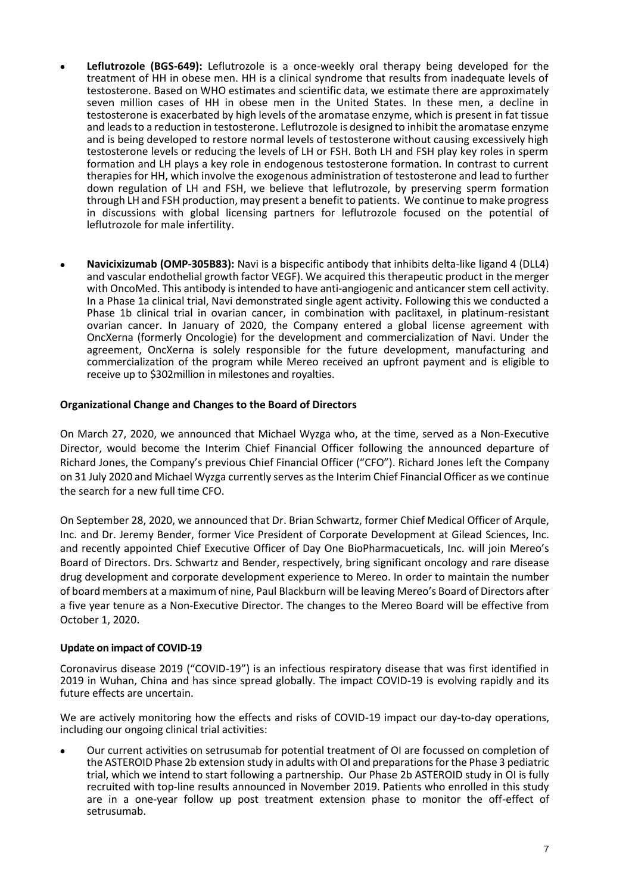- **Leflutrozole (BGS-649):** Leflutrozole is a once-weekly oral therapy being developed for the treatment of HH in obese men. HH is a clinical syndrome that results from inadequate levels of testosterone. Based on WHO estimates and scientific data, we estimate there are approximately seven million cases of HH in obese men in the United States. In these men, a decline in testosterone is exacerbated by high levels of the aromatase enzyme, which is present in fat tissue and leads to a reduction in testosterone. Leflutrozole is designed to inhibit the aromatase enzyme and is being developed to restore normal levels of testosterone without causing excessively high testosterone levels or reducing the levels of LH or FSH. Both LH and FSH play key roles in sperm formation and LH plays a key role in endogenous testosterone formation. In contrast to current therapies for HH, which involve the exogenous administration of testosterone and lead to further down regulation of LH and FSH, we believe that leflutrozole, by preserving sperm formation through LH and FSH production, may present a benefit to patients. We continue to make progress in discussions with global licensing partners for leflutrozole focused on the potential of leflutrozole for male infertility.

- **Navicixizumab (OMP-305B83):** Navi is a bispecific antibody that inhibits delta-like ligand 4 (DLL4) and vascular endothelial growth factor VEGF). We acquired this therapeutic product in the merger with OncoMed. This antibody is intended to have anti-angiogenic and anticancer stem cell activity. In a Phase 1a clinical trial, Navi demonstrated single agent activity. Following this we conducted a Phase 1b clinical trial in ovarian cancer, in combination with paclitaxel, in platinum-resistant ovarian cancer. In January of 2020, the Company entered a global license agreement with OncXerna (formerly Oncologie) for the development and commercialization of Navi. Under the agreement, OncXerna is solely responsible for the future development, manufacturing and commercialization of the program while Mereo received an upfront payment and is eligible to receive up to $302million in milestones and royalties.

**Organizational Change and Changes to the Board of Directors**

On March 27, 2020, we announced that Michael Wyzga who, at the time, served as a Non-Executive Director, would become the Interim Chief Financial Officer following the announced departure of Richard Jones, the Company's previous Chief Financial Officer ("CFO"). Richard Jones left the Company on 31 July 2020 and Michael Wyzga currently serves as the Interim Chief Financial Officer as we continue the search for a new full time CFO.

On September 28, 2020, we announced that Dr. Brian Schwartz, former Chief Medical Officer of Arqule, Inc. and Dr. Jeremy Bender, former Vice President of Corporate Development at Gilead Sciences, Inc. and recently appointed Chief Executive Officer of Day One BioPharmacueticals, Inc. will join Mereo's Board of Directors. Drs. Schwartz and Bender, respectively, bring significant oncology and rare disease drug development and corporate development experience to Mereo. In order to maintain the number of board members at a maximum of nine, Paul Blackburn will be leaving Mereo's Board of Directors after a five year tenure as a Non-Executive Director. The changes to the Mereo Board will be effective from October 1, 2020.

**Update on impact of COVID-19**

Coronavirus disease 2019 ("COVID-19") is an infectious respiratory disease that was first identified in 2019 in Wuhan, China and has since spread globally. The impact COVID-19 is evolving rapidly and its future effects are uncertain.

We are actively monitoring how the effects and risks of COVID-19 impact our day-to-day operations, including our ongoing clinical trial activities:

- Our current activities on setrusumab for potential treatment of OI are focussed on completion of the ASTEROID Phase 2b extension study in adults with OI and preparations for the Phase 3 pediatric trial, which we intend to start following a partnership. Our Phase 2b ASTEROID study in OI is fully recruited with top-line results announced in November 2019. Patients who enrolled in this study are in a one-year follow up post treatment extension phase to monitor the off-effect of setrusumab.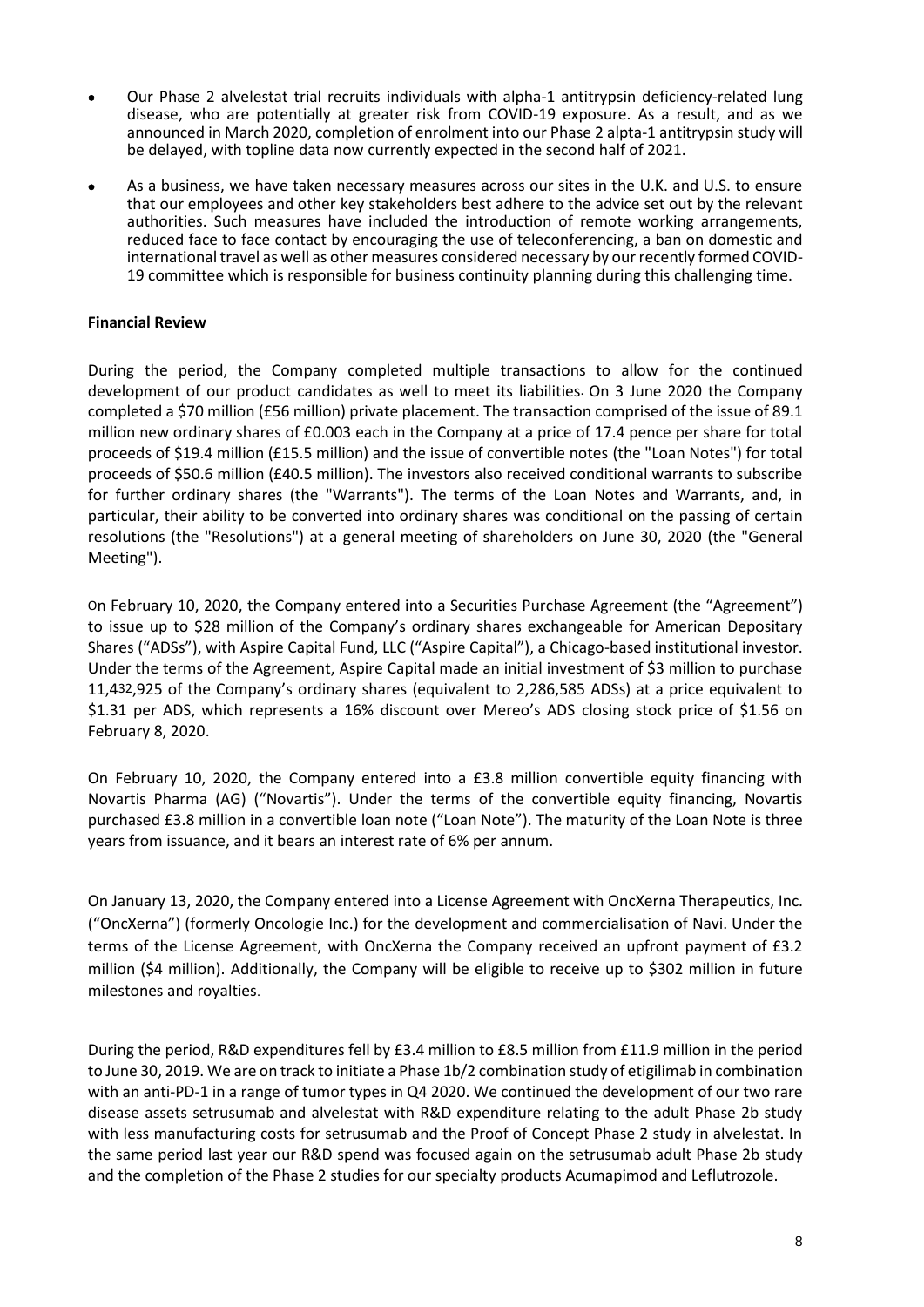- Our Phase 2 alvelestat trial recruits individuals with alpha-1 antitrypsin deficiency-related lung disease, who are potentially at greater risk from COVID-19 exposure. As a result, and as we announced in March 2020, completion of enrolment into our Phase 2 alpta-1 antitrypsin study will be delayed, with topline data now currently expected in the second half of 2021.
- As a business, we have taken necessary measures across our sites in the U.K. and U.S. to ensure that our employees and other key stakeholders best adhere to the advice set out by the relevant authorities. Such measures have included the introduction of remote working arrangements, reduced face to face contact by encouraging the use of teleconferencing, a ban on domestic and international travel as well as other measures considered necessary by our recently formed COVID-19 committee which is responsible for business continuity planning during this challenging time.

**Financial Review**

During the period, the Company completed multiple transactions to allow for the continued development of our product candidates as well to meet its liabilities. On 3 June 2020 the Company completed a $70 million (£56 million) private placement. The transaction comprised of the issue of 89.1 million new ordinary shares of £0.003 each in the Company at a price of 17.4 pence per share for total proceeds of $19.4 million (£15.5 million) and the issue of convertible notes (the "Loan Notes") for total proceeds of $50.6 million (£40.5 million). The investors also received conditional warrants to subscribe for further ordinary shares (the "Warrants"). The terms of the Loan Notes and Warrants, and, in particular, their ability to be converted into ordinary shares was conditional on the passing of certain resolutions (the "Resolutions") at a general meeting of shareholders on June 30, 2020 (the "General Meeting").

On February 10, 2020, the Company entered into a Securities Purchase Agreement (the "Agreement") to issue up to $28 million of the Company's ordinary shares exchangeable for American Depositary Shares ("ADSs"), with Aspire Capital Fund, LLC ("Aspire Capital"), a Chicago-based institutional investor. Under the terms of the Agreement, Aspire Capital made an initial investment of $3 million to purchase 11,432,925 of the Company's ordinary shares (equivalent to 2,286,585 ADSs) at a price equivalent to $1.31 per ADS, which represents a 16% discount over Mereo's ADS closing stock price of $1.56 on February 8, 2020.

On February 10, 2020, the Company entered into a £3.8 million convertible equity financing with Novartis Pharma (AG) ("Novartis"). Under the terms of the convertible equity financing, Novartis purchased £3.8 million in a convertible loan note ("Loan Note"). The maturity of the Loan Note is three years from issuance, and it bears an interest rate of 6% per annum.

On January 13, 2020, the Company entered into a License Agreement with OncXerna Therapeutics, Inc. ("OncXerna") (formerly Oncologie Inc.) for the development and commercialisation of Navi. Under the terms of the License Agreement, with OncXerna the Company received an upfront payment of £3.2 million ($4 million). Additionally, the Company will be eligible to receive up to $302 million in future milestones and royalties.

During the period, R&D expenditures fell by £3.4 million to £8.5 million from £11.9 million in the period to June 30, 2019. We are on track to initiate a Phase 1b/2 combination study of etigilimab in combination with an anti-PD-1 in a range of tumor types in Q4 2020. We continued the development of our two rare disease assets setrusumab and alvelestat with R&D expenditure relating to the adult Phase 2b study with less manufacturing costs for setrusumab and the Proof of Concept Phase 2 study in alvelestat. In the same period last year our R&D spend was focused again on the setrusumab adult Phase 2b study and the completion of the Phase 2 studies for our specialty products Acumapimod and Leflutrozole.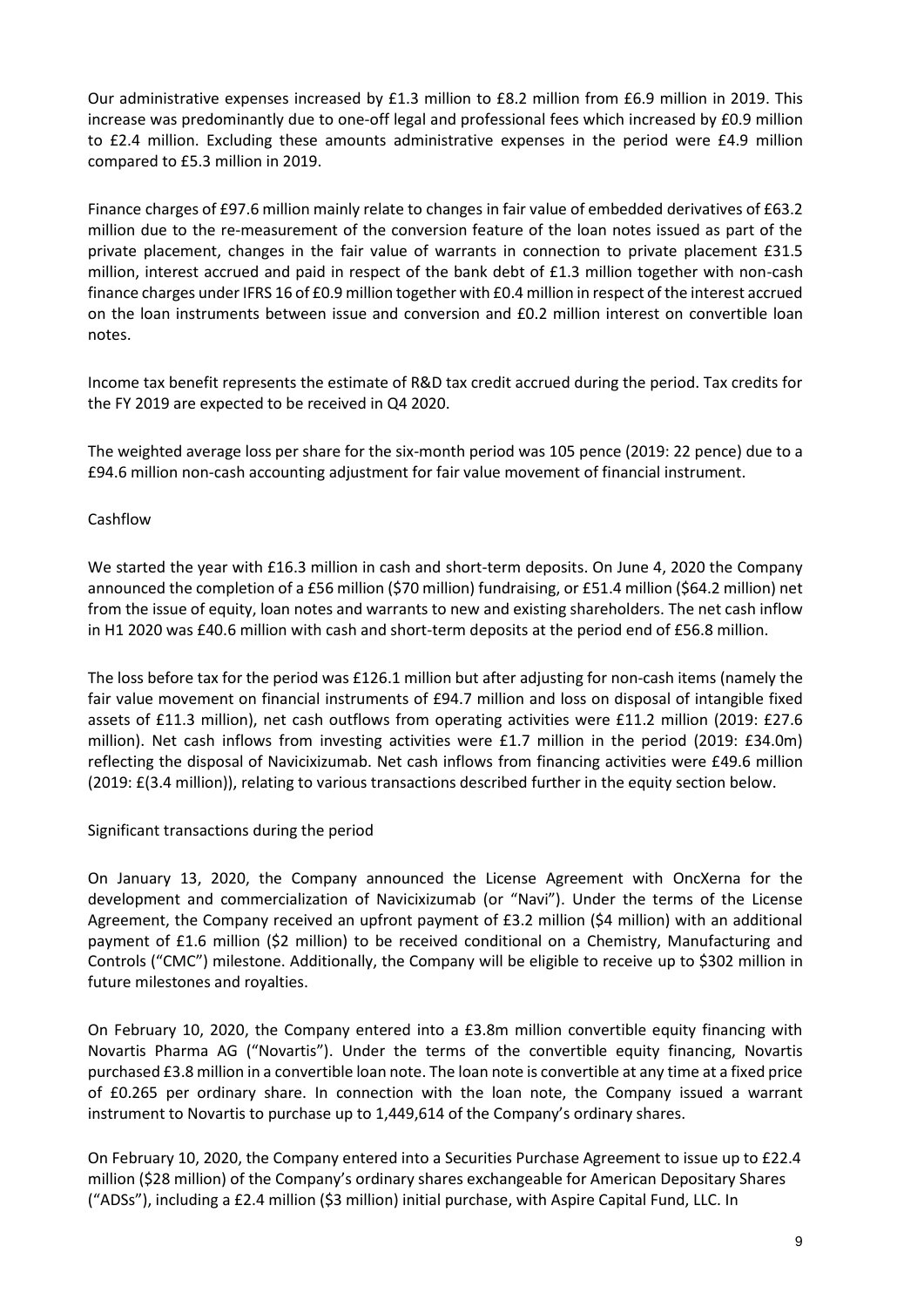Our administrative expenses increased by £1.3 million to £8.2 million from £6.9 million in 2019. This increase was predominantly due to one-off legal and professional fees which increased by £0.9 million to £2.4 million. Excluding these amounts administrative expenses in the period were £4.9 million compared to £5.3 million in 2019.

Finance charges of £97.6 million mainly relate to changes in fair value of embedded derivatives of £63.2 million due to the re-measurement of the conversion feature of the loan notes issued as part of the private placement, changes in the fair value of warrants in connection to private placement £31.5 million, interest accrued and paid in respect of the bank debt of £1.3 million together with non-cash finance charges under IFRS 16 of £0.9 million together with £0.4 million in respect of the interest accrued on the loan instruments between issue and conversion and £0.2 million interest on convertible loan notes.

Income tax benefit represents the estimate of R&D tax credit accrued during the period. Tax credits for the FY 2019 are expected to be received in Q4 2020.

The weighted average loss per share for the six-month period was 105 pence (2019: 22 pence) due to a £94.6 million non-cash accounting adjustment for fair value movement of financial instrument.

## Cashflow

We started the year with £16.3 million in cash and short-term deposits. On June 4, 2020 the Company announced the completion of a £56 million ($70 million) fundraising, or £51.4 million ($64.2 million) net from the issue of equity, loan notes and warrants to new and existing shareholders. The net cash inflow in H1 2020 was £40.6 million with cash and short-term deposits at the period end of £56.8 million.

The loss before tax for the period was £126.1 million but after adjusting for non-cash items (namely the fair value movement on financial instruments of £94.7 million and loss on disposal of intangible fixed assets of £11.3 million), net cash outflows from operating activities were £11.2 million (2019: £27.6 million). Net cash inflows from investing activities were £1.7 million in the period (2019: £34.0m) reflecting the disposal of Navicixizumab. Net cash inflows from financing activities were £49.6 million (2019: £(3.4 million)), relating to various transactions described further in the equity section below.

## Significant transactions during the period

On January 13, 2020, the Company announced the License Agreement with OncXerna for the development and commercialization of Navicixizumab (or "Navi"). Under the terms of the License Agreement, the Company received an upfront payment of £3.2 million ($4 million) with an additional payment of £1.6 million ($2 million) to be received conditional on a Chemistry, Manufacturing and Controls ("CMC") milestone. Additionally, the Company will be eligible to receive up to $302 million in future milestones and royalties.

On February 10, 2020, the Company entered into a £3.8m million convertible equity financing with Novartis Pharma AG ("Novartis"). Under the terms of the convertible equity financing, Novartis purchased £3.8 million in a convertible loan note. The loan note is convertible at any time at a fixed price of £0.265 per ordinary share. In connection with the loan note, the Company issued a warrant instrument to Novartis to purchase up to 1,449,614 of the Company's ordinary shares.

On February 10, 2020, the Company entered into a Securities Purchase Agreement to issue up to £22.4 million ($28 million) of the Company's ordinary shares exchangeable for American Depositary Shares ("ADSs"), including a £2.4 million ($3 million) initial purchase, with Aspire Capital Fund, LLC. In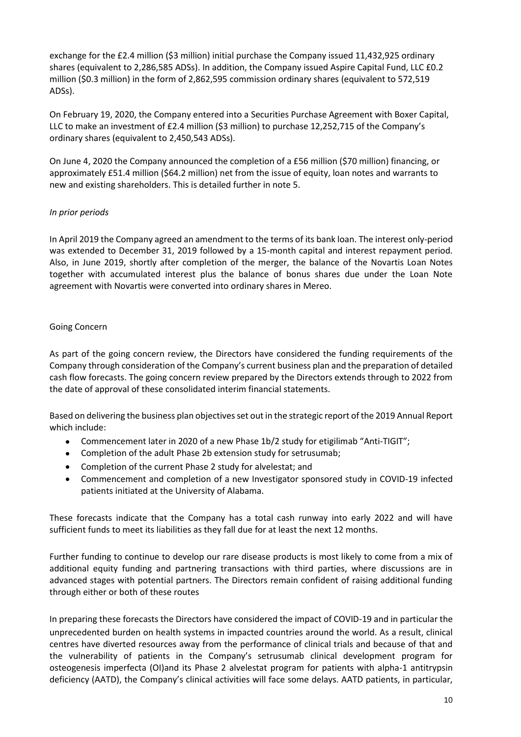exchange for the £2.4 million ($3 million) initial purchase the Company issued 11,432,925 ordinary shares (equivalent to 2,286,585 ADSs). In addition, the Company issued Aspire Capital Fund, LLC £0.2 million ($0.3 million) in the form of 2,862,595 commission ordinary shares (equivalent to 572,519 ADSs).

On February 19, 2020, the Company entered into a Securities Purchase Agreement with Boxer Capital, LLC to make an investment of £2.4 million ($3 million) to purchase 12,252,715 of the Company's ordinary shares (equivalent to 2,450,543 ADSs).

On June 4, 2020 the Company announced the completion of a £56 million ($70 million) financing, or approximately £51.4 million ($64.2 million) net from the issue of equity, loan notes and warrants to new and existing shareholders. This is detailed further in note 5.

*In prior periods*

In April 2019 the Company agreed an amendment to the terms of its bank loan. The interest only-period was extended to December 31, 2019 followed by a 15-month capital and interest repayment period. Also, in June 2019, shortly after completion of the merger, the balance of the Novartis Loan Notes together with accumulated interest plus the balance of bonus shares due under the Loan Note agreement with Novartis were converted into ordinary shares in Mereo.

Going Concern

As part of the going concern review, the Directors have considered the funding requirements of the Company through consideration of the Company's current business plan and the preparation of detailed cash flow forecasts. The going concern review prepared by the Directors extends through to 2022 from the date of approval of these consolidated interim financial statements.

Based on delivering the business plan objectives set out in the strategic report of the 2019 Annual Report which include:

- Commencement later in 2020 of a new Phase 1b/2 study for etigilimab "Anti-TIGIT";
- Completion of the adult Phase 2b extension study for setrusumab;
- Completion of the current Phase 2 study for alvelestat; and
- Commencement and completion of a new Investigator sponsored study in COVID-19 infected patients initiated at the University of Alabama.

These forecasts indicate that the Company has a total cash runway into early 2022 and will have sufficient funds to meet its liabilities as they fall due for at least the next 12 months.

Further funding to continue to develop our rare disease products is most likely to come from a mix of additional equity funding and partnering transactions with third parties, where discussions are in advanced stages with potential partners. The Directors remain confident of raising additional funding through either or both of these routes

In preparing these forecasts the Directors have considered the impact of COVID-19 and in particular the unprecedented burden on health systems in impacted countries around the world. As a result, clinical centres have diverted resources away from the performance of clinical trials and because of that and the vulnerability of patients in the Company's setrusumab clinical development program for osteogenesis imperfecta (OI)and its Phase 2 alvelestat program for patients with alpha-1 antitrypsin deficiency (AATD), the Company's clinical activities will face some delays. AATD patients, in particular,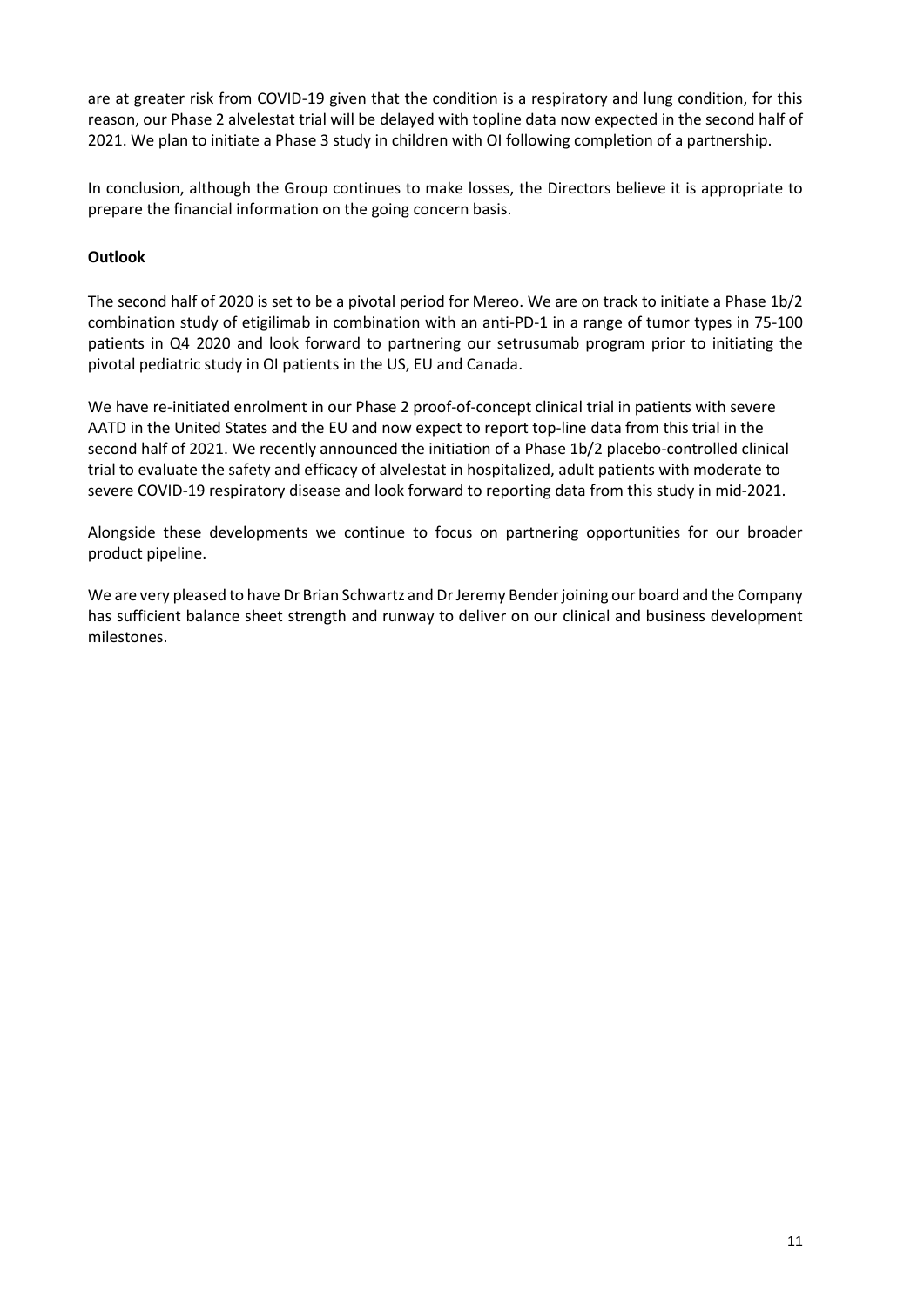are at greater risk from COVID-19 given that the condition is a respiratory and lung condition, for this reason, our Phase 2 alvelestat trial will be delayed with topline data now expected in the second half of 2021. We plan to initiate a Phase 3 study in children with OI following completion of a partnership.

In conclusion, although the Group continues to make losses, the Directors believe it is appropriate to prepare the financial information on the going concern basis.

**Outlook**

The second half of 2020 is set to be a pivotal period for Mereo. We are on track to initiate a Phase 1b/2 combination study of etigilimab in combination with an anti-PD-1 in a range of tumor types in 75-100 patients in Q4 2020 and look forward to partnering our setrusumab program prior to initiating the pivotal pediatric study in OI patients in the US, EU and Canada.

We have re-initiated enrolment in our Phase 2 proof-of-concept clinical trial in patients with severe AATD in the United States and the EU and now expect to report top-line data from this trial in the second half of 2021. We recently announced the initiation of a Phase 1b/2 placebo-controlled clinical trial to evaluate the safety and efficacy of alvelestat in hospitalized, adult patients with moderate to severe COVID-19 respiratory disease and look forward to reporting data from this study in mid-2021.

Alongside these developments we continue to focus on partnering opportunities for our broader product pipeline.

We are very pleased to have Dr Brian Schwartz and Dr Jeremy Bender joining our board and the Company has sufficient balance sheet strength and runway to deliver on our clinical and business development milestones.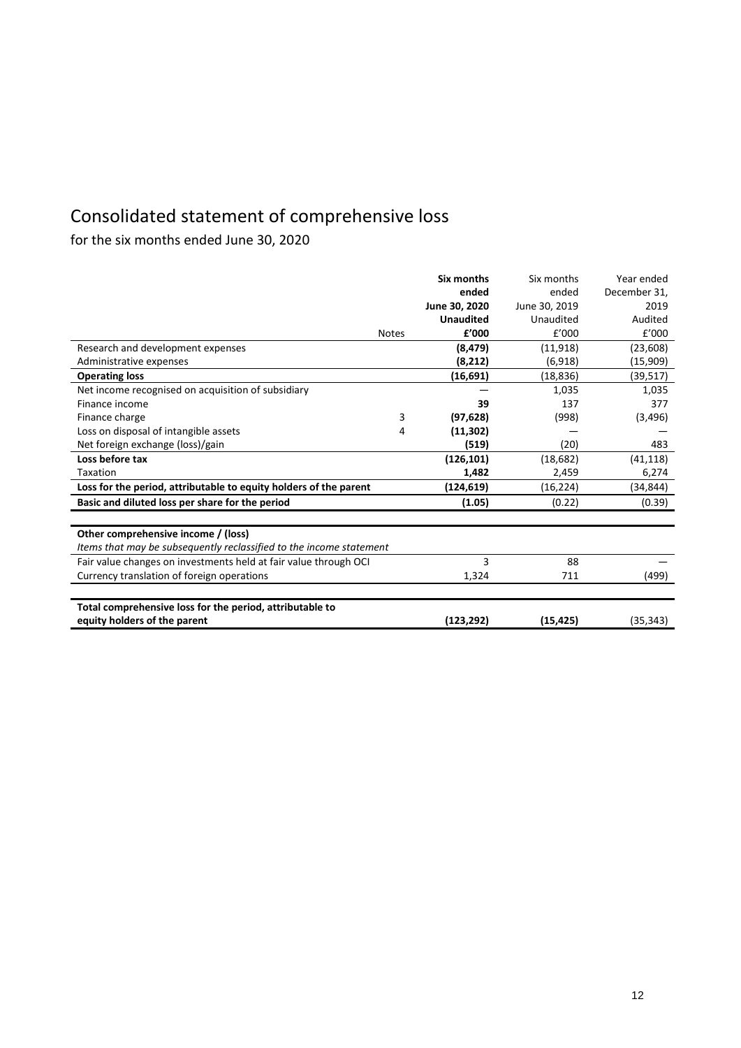# Consolidated statement of comprehensive loss

for the six months ended June 30, 2020

| | Notes | **Six months ended June 30, 2020 Unaudited £'000** | Six months ended June 30, 2019 Unaudited £'000 | Year ended December 31, 2019 Audited £'000 |
|---|---|---|---|---|
| Research and development expenses | | **(8,479)** | (11,918) | (23,608) |
| Administrative expenses | | **(8,212)** | (6,918) | (15,909) |
| **Operating loss** | | **(16,691)** | (18,836) | (39,517) |
| Net income recognised on acquisition of subsidiary | | — | 1,035 | 1,035 |
| Finance income | | **39** | 137 | 377 |
| Finance charge | 3 | **(97,628)** | (998) | (3,496) |
| Loss on disposal of intangible assets | 4 | **(11,302)** | — | — |
| Net foreign exchange (loss)/gain | | **(519)** | (20) | 483 |
| **Loss before tax** | | **(126,101)** | (18,682) | (41,118) |
| Taxation | | **1,482** | 2,459 | 6,274 |
| **Loss for the period, attributable to equity holders of the parent** | | **(124,619)** | (16,224) | (34,844) |
| **Basic and diluted loss per share for the period** | | **(1.05)** | (0.22) | (0.39) |
| | | | | |
| **Other comprehensive income / (loss)** | | | | |
| *Items that may be subsequently reclassified to the income statement* | | | | |
| Fair value changes on investments held at fair value through OCI | | 3 | 88 | — |
| Currency translation of foreign operations | | 1,324 | 711 | (499) |
| | | | | |
| **Total comprehensive loss for the period, attributable to equity holders of the parent** | | **(123,292)** | **(15,425)** | (35,343) |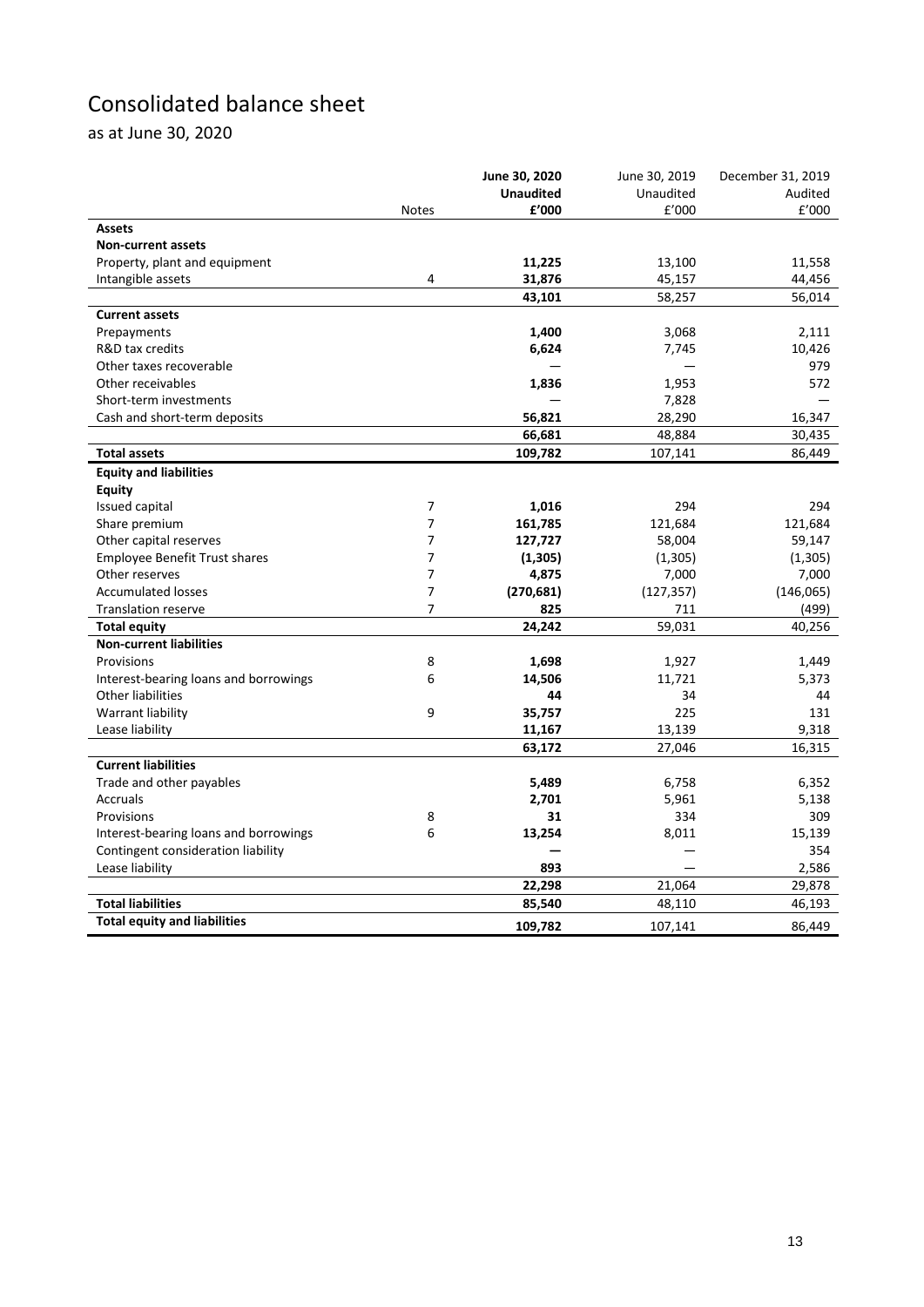# Consolidated balance sheet

as at June 30, 2020

| | Notes | June 30, 2020<br>Unaudited<br>£'000 | June 30, 2019<br>Unaudited<br>£'000 | December 31, 2019<br>Audited<br>£'000 |
|---|---|---|---|---|
| **Assets** | | | | |
| **Non-current assets** | | | | |
| Property, plant and equipment | | **11,225** | 13,100 | 11,558 |
| Intangible assets | 4 | **31,876** | 45,157 | 44,456 |
| | | **43,101** | 58,257 | 56,014 |
| **Current assets** | | | | |
| Prepayments | | **1,400** | 3,068 | 2,111 |
| R&D tax credits | | **6,624** | 7,745 | 10,426 |
| Other taxes recoverable | | — | — | 979 |
| Other receivables | | **1,836** | 1,953 | 572 |
| Short-term investments | | — | 7,828 | — |
| Cash and short-term deposits | | **56,821** | 28,290 | 16,347 |
| | | **66,681** | 48,884 | 30,435 |
| **Total assets** | | **109,782** | 107,141 | 86,449 |
| **Equity and liabilities** | | | | |
| **Equity** | | | | |
| Issued capital | 7 | **1,016** | 294 | 294 |
| Share premium | 7 | **161,785** | 121,684 | 121,684 |
| Other capital reserves | 7 | **127,727** | 58,004 | 59,147 |
| Employee Benefit Trust shares | 7 | **(1,305)** | (1,305) | (1,305) |
| Other reserves | 7 | **4,875** | 7,000 | 7,000 |
| Accumulated losses | 7 | **(270,681)** | (127,357) | (146,065) |
| Translation reserve | 7 | **825** | 711 | (499) |
| **Total equity** | | **24,242** | 59,031 | 40,256 |
| **Non-current liabilities** | | | | |
| Provisions | 8 | **1,698** | 1,927 | 1,449 |
| Interest-bearing loans and borrowings | 6 | **14,506** | 11,721 | 5,373 |
| Other liabilities | | **44** | 34 | 44 |
| Warrant liability | 9 | **35,757** | 225 | 131 |
| Lease liability | | **11,167** | 13,139 | 9,318 |
| | | **63,172** | 27,046 | 16,315 |
| **Current liabilities** | | | | |
| Trade and other payables | | **5,489** | 6,758 | 6,352 |
| Accruals | | **2,701** | 5,961 | 5,138 |
| Provisions | 8 | **31** | 334 | 309 |
| Interest-bearing loans and borrowings | 6 | **13,254** | 8,011 | 15,139 |
| Contingent consideration liability | | **—** | — | 354 |
| Lease liability | | **893** | — | 2,586 |
| | | **22,298** | 21,064 | 29,878 |
| **Total liabilities** | | **85,540** | 48,110 | 46,193 |
| **Total equity and liabilities** | | **109,782** | 107,141 | 86,449 |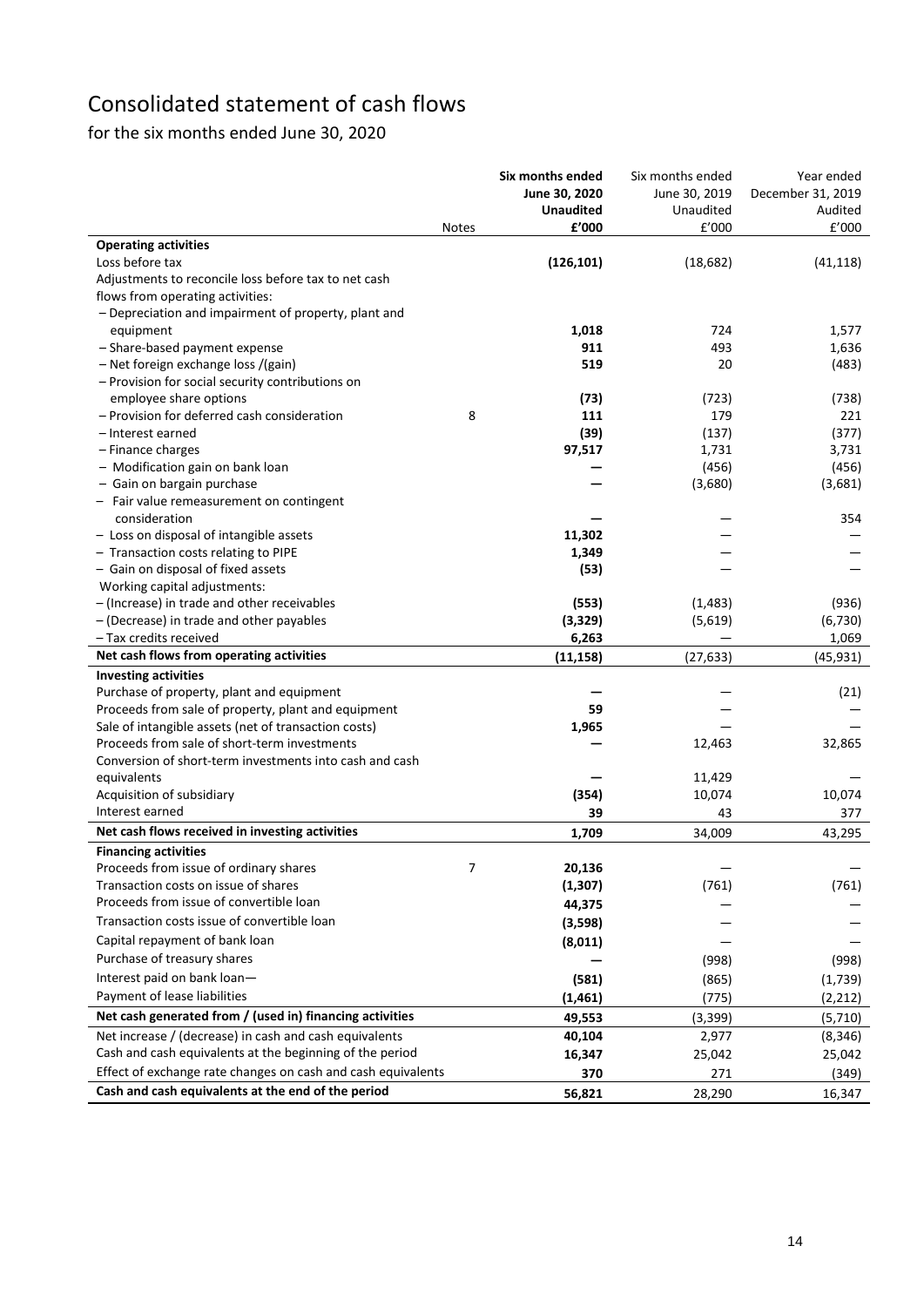# Consolidated statement of cash flows

for the six months ended June 30, 2020

| | Notes | Six months ended June 30, 2020 Unaudited £'000 | Six months ended June 30, 2019 Unaudited £'000 | Year ended December 31, 2019 Audited £'000 |
|---|---|---|---|---|
| **Operating activities** | | | | |
| Loss before tax | | **(126,101)** | (18,682) | (41,118) |
| Adjustments to reconcile loss before tax to net cash flows from operating activities: | | | | |
| – Depreciation and impairment of property, plant and equipment | | **1,018** | 724 | 1,577 |
| – Share-based payment expense | | **911** | 493 | 1,636 |
| – Net foreign exchange loss /(gain) | | **519** | 20 | (483) |
| – Provision for social security contributions on employee share options | | **(73)** | (723) | (738) |
| – Provision for deferred cash consideration | 8 | **111** | 179 | 221 |
| – Interest earned | | **(39)** | (137) | (377) |
| – Finance charges | | **97,517** | 1,731 | 3,731 |
| – Modification gain on bank loan | | **—** | (456) | (456) |
| – Gain on bargain purchase | | **—** | (3,680) | (3,681) |
| – Fair value remeasurement on contingent consideration | | **—** | — | 354 |
| – Loss on disposal of intangible assets | | **11,302** | — | — |
| – Transaction costs relating to PIPE | | **1,349** | — | — |
| – Gain on disposal of fixed assets | | **(53)** | — | — |
| Working capital adjustments: | | | | |
| – (Increase) in trade and other receivables | | **(553)** | (1,483) | (936) |
| – (Decrease) in trade and other payables | | **(3,329)** | (5,619) | (6,730) |
| – Tax credits received | | **6,263** | — | 1,069 |
| **Net cash flows from operating activities** | | **(11,158)** | (27,633) | (45,931) |
| **Investing activities** | | | | |
| Purchase of property, plant and equipment | | **—** | — | (21) |
| Proceeds from sale of property, plant and equipment | | **59** | — | — |
| Sale of intangible assets (net of transaction costs) | | **1,965** | — | — |
| Proceeds from sale of short-term investments | | **—** | 12,463 | 32,865 |
| Conversion of short-term investments into cash and cash equivalents | | **—** | 11,429 | — |
| Acquisition of subsidiary | | **(354)** | 10,074 | 10,074 |
| Interest earned | | **39** | 43 | 377 |
| **Net cash flows received in investing activities** | | **1,709** | 34,009 | 43,295 |
| **Financing activities** | | | | |
| Proceeds from issue of ordinary shares | 7 | **20,136** | — | — |
| Transaction costs on issue of shares | | **(1,307)** | (761) | (761) |
| Proceeds from issue of convertible loan | | **44,375** | — | — |
| Transaction costs issue of convertible loan | | **(3,598)** | — | — |
| Capital repayment of bank loan | | **(8,011)** | — | — |
| Purchase of treasury shares | | **—** | (998) | (998) |
| Interest paid on bank loan— | | **(581)** | (865) | (1,739) |
| Payment of lease liabilities | | **(1,461)** | (775) | (2,212) |
| **Net cash generated from / (used in) financing activities** | | **49,553** | (3,399) | (5,710) |
| Net increase / (decrease) in cash and cash equivalents | | **40,104** | 2,977 | (8,346) |
| Cash and cash equivalents at the beginning of the period | | **16,347** | 25,042 | 25,042 |
| Effect of exchange rate changes on cash and cash equivalents | | **370** | 271 | (349) |
| **Cash and cash equivalents at the end of the period** | | **56,821** | 28,290 | 16,347 |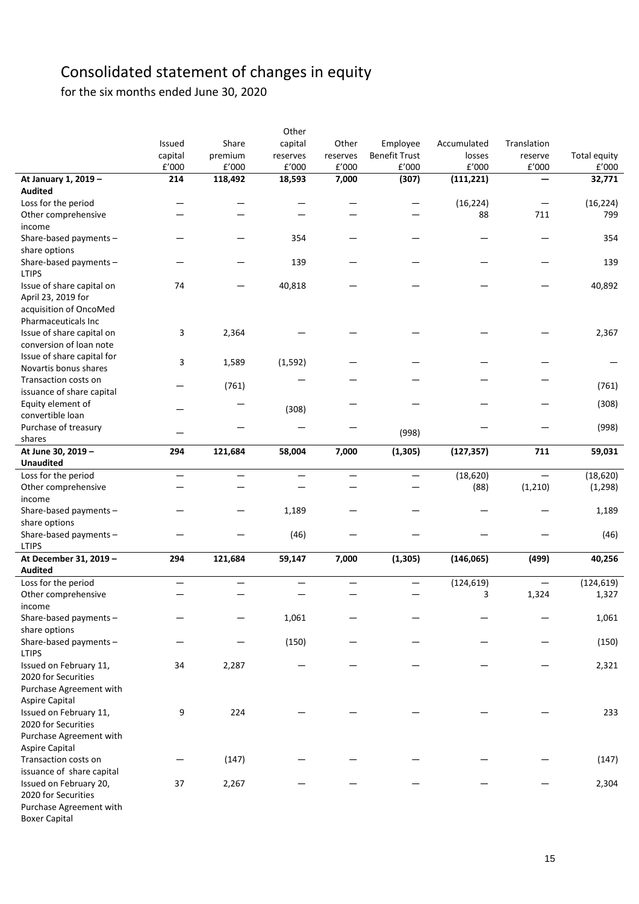# Consolidated statement of changes in equity

for the six months ended June 30, 2020

| | Issued capital £'000 | Share premium £'000 | Other capital reserves £'000 | Other reserves £'000 | Employee Benefit Trust £'000 | Accumulated losses £'000 | Translation reserve £'000 | Total equity £'000 |
|---|---|---|---|---|---|---|---|---|
| **At January 1, 2019 – Audited** | **214** | **118,492** | **18,593** | **7,000** | **(307)** | **(111,221)** | **—** | **32,771** |
| Loss for the period | — | — | — | — | — | (16,224) | — | (16,224) |
| Other comprehensive income | — | — | — | — | — | 88 | 711 | 799 |
| Share-based payments – share options | — | — | 354 | — | — | — | — | 354 |
| Share-based payments – LTIPS | — | — | 139 | — | — | — | — | 139 |
| Issue of share capital on April 23, 2019 for acquisition of OncoMed Pharmaceuticals Inc | 74 | — | 40,818 | — | — | — | — | 40,892 |
| Issue of share capital on conversion of loan note | 3 | 2,364 | | — | — | — | — | 2,367 |
| Issue of share capital for Novartis bonus shares | 3 | 1,589 | (1,592) | — | — | — | — | — |
| Transaction costs on issuance of share capital | — | (761) | — | — | — | — | — | (761) |
| Equity element of convertible loan | — | — | (308) | — | — | — | — | (308) |
| Purchase of treasury shares | — | — | — | — | (998) | — | — | (998) |
| **At June 30, 2019 – Unaudited** | **294** | **121,684** | **58,004** | **7,000** | **(1,305)** | **(127,357)** | **711** | **59,031** |
| Loss for the period | — | — | — | — | — | (18,620) | — | (18,620) |
| Other comprehensive income | — | — | — | — | — | (88) | (1,210) | (1,298) |
| Share-based payments – share options | — | — | 1,189 | — | — | — | — | 1,189 |
| Share-based payments – LTIPS | — | — | (46) | — | — | — | — | (46) |
| **At December 31, 2019 – Audited** | **294** | **121,684** | **59,147** | **7,000** | **(1,305)** | **(146,065)** | **(499)** | **40,256** |
| Loss for the period | — | — | — | — | — | (124,619) | — | (124,619) |
| Other comprehensive income | — | — | — | — | — | 3 | 1,324 | 1,327 |
| Share-based payments – share options | — | — | 1,061 | — | — | — | — | 1,061 |
| Share-based payments – LTIPS | — | — | (150) | — | — | — | — | (150) |
| Issued on February 11, 2020 for Securities Purchase Agreement with Aspire Capital | 34 | 2,287 | — | — | — | — | — | 2,321 |
| Issued on February 11, 2020 for Securities Purchase Agreement with Aspire Capital | 9 | 224 | — | — | — | — | — | 233 |
| Transaction costs on issuance of share capital | — | (147) | — | — | — | — | — | (147) |
| Issued on February 20, 2020 for Securities Purchase Agreement with Boxer Capital | 37 | 2,267 | — | — | — | — | — | 2,304 |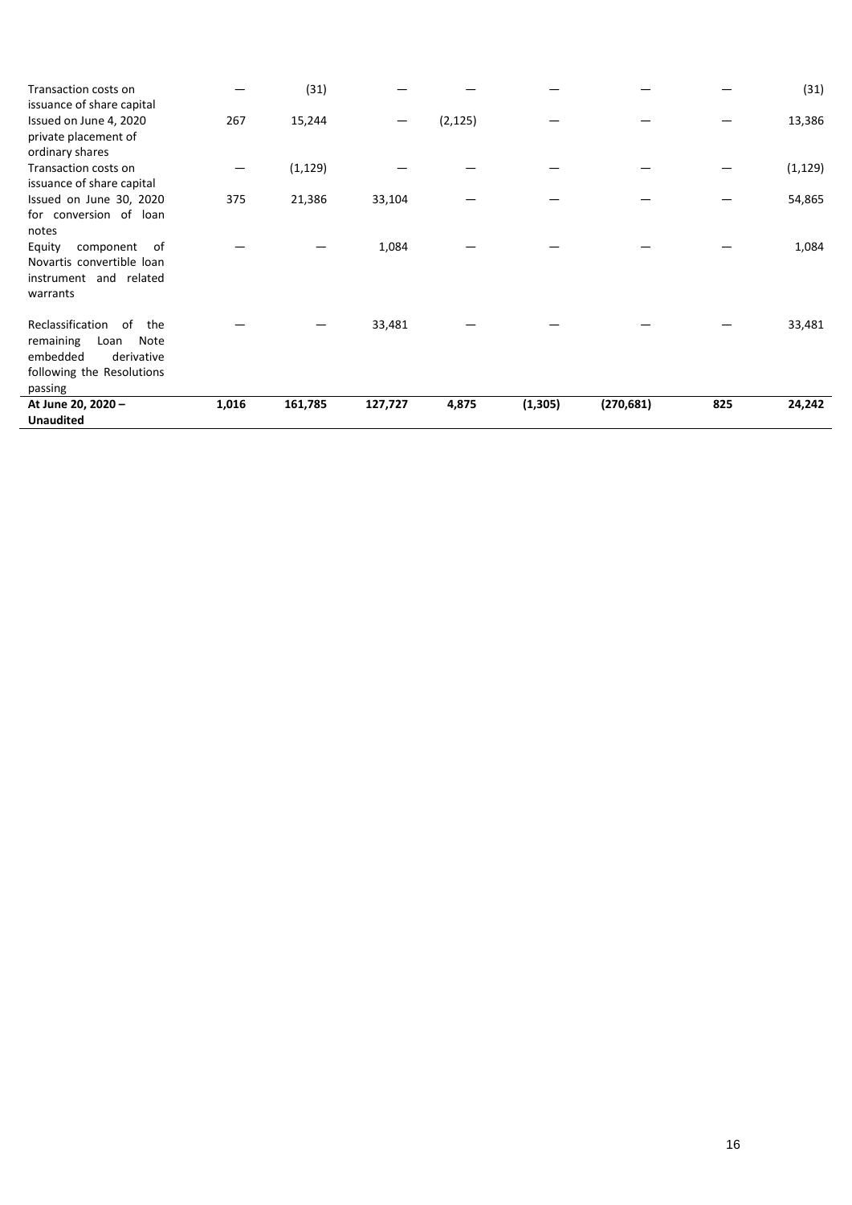| | | | | | | | | |
|---|---|---|---|---|---|---|---|---|
| Transaction costs on issuance of share capital | — | (31) | — | — | — | — | — | (31) |
| Issued on June 4, 2020 private placement of ordinary shares | 267 | 15,244 | — | (2,125) | — | — | — | 13,386 |
| Transaction costs on issuance of share capital | — | (1,129) | — | — | — | — | — | (1,129) |
| Issued on June 30, 2020 for conversion of loan notes | 375 | 21,386 | 33,104 | — | — | — | — | 54,865 |
| Equity component of Novartis convertible loan instrument and related warrants | — | — | 1,084 | — | — | — | — | 1,084 |
| Reclassification of the remaining Loan Note embedded derivative following the Resolutions passing | — | — | 33,481 | — | — | — | — | 33,481 |
| **At June 20, 2020 – Unaudited** | **1,016** | **161,785** | **127,727** | **4,875** | **(1,305)** | **(270,681)** | **825** | **24,242** |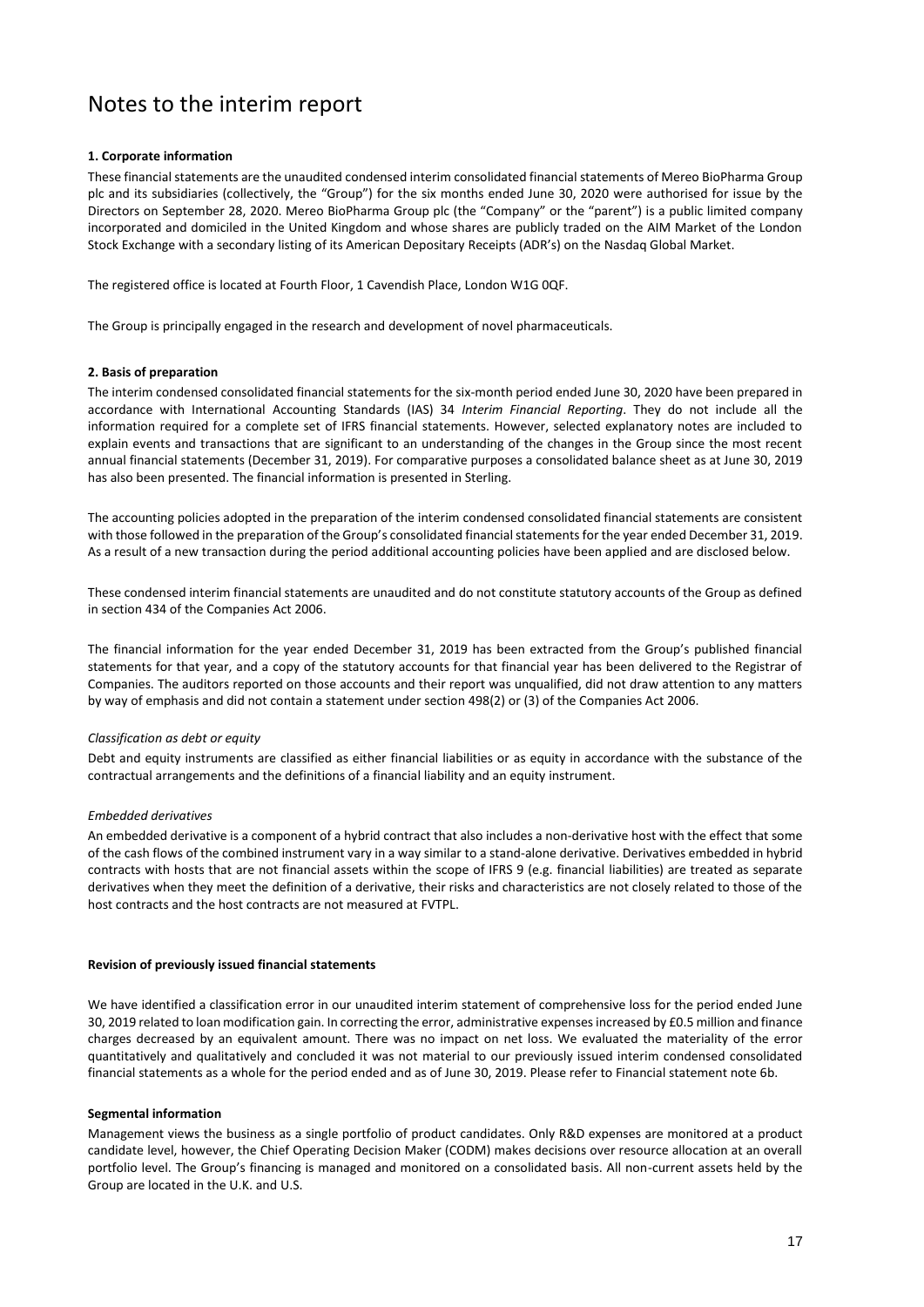# Notes to the interim report

**1. Corporate information**

These financial statements are the unaudited condensed interim consolidated financial statements of Mereo BioPharma Group plc and its subsidiaries (collectively, the "Group") for the six months ended June 30, 2020 were authorised for issue by the Directors on September 28, 2020. Mereo BioPharma Group plc (the "Company" or the "parent") is a public limited company incorporated and domiciled in the United Kingdom and whose shares are publicly traded on the AIM Market of the London Stock Exchange with a secondary listing of its American Depositary Receipts (ADR's) on the Nasdaq Global Market.

The registered office is located at Fourth Floor, 1 Cavendish Place, London W1G 0QF.

The Group is principally engaged in the research and development of novel pharmaceuticals.

**2. Basis of preparation**

The interim condensed consolidated financial statements for the six-month period ended June 30, 2020 have been prepared in accordance with International Accounting Standards (IAS) 34 *Interim Financial Reporting*. They do not include all the information required for a complete set of IFRS financial statements. However, selected explanatory notes are included to explain events and transactions that are significant to an understanding of the changes in the Group since the most recent annual financial statements (December 31, 2019). For comparative purposes a consolidated balance sheet as at June 30, 2019 has also been presented. The financial information is presented in Sterling.

The accounting policies adopted in the preparation of the interim condensed consolidated financial statements are consistent with those followed in the preparation of the Group's consolidated financial statements for the year ended December 31, 2019. As a result of a new transaction during the period additional accounting policies have been applied and are disclosed below.

These condensed interim financial statements are unaudited and do not constitute statutory accounts of the Group as defined in section 434 of the Companies Act 2006.

The financial information for the year ended December 31, 2019 has been extracted from the Group's published financial statements for that year, and a copy of the statutory accounts for that financial year has been delivered to the Registrar of Companies. The auditors reported on those accounts and their report was unqualified, did not draw attention to any matters by way of emphasis and did not contain a statement under section 498(2) or (3) of the Companies Act 2006.

*Classification as debt or equity*

Debt and equity instruments are classified as either financial liabilities or as equity in accordance with the substance of the contractual arrangements and the definitions of a financial liability and an equity instrument.

*Embedded derivatives*

An embedded derivative is a component of a hybrid contract that also includes a non-derivative host with the effect that some of the cash flows of the combined instrument vary in a way similar to a stand-alone derivative. Derivatives embedded in hybrid contracts with hosts that are not financial assets within the scope of IFRS 9 (e.g. financial liabilities) are treated as separate derivatives when they meet the definition of a derivative, their risks and characteristics are not closely related to those of the host contracts and the host contracts are not measured at FVTPL.

**Revision of previously issued financial statements**

We have identified a classification error in our unaudited interim statement of comprehensive loss for the period ended June 30, 2019 related to loan modification gain. In correcting the error, administrative expenses increased by £0.5 million and finance charges decreased by an equivalent amount. There was no impact on net loss. We evaluated the materiality of the error quantitatively and qualitatively and concluded it was not material to our previously issued interim condensed consolidated financial statements as a whole for the period ended and as of June 30, 2019. Please refer to Financial statement note 6b.

**Segmental information**

Management views the business as a single portfolio of product candidates. Only R&D expenses are monitored at a product candidate level, however, the Chief Operating Decision Maker (CODM) makes decisions over resource allocation at an overall portfolio level. The Group's financing is managed and monitored on a consolidated basis. All non-current assets held by the Group are located in the U.K. and U.S.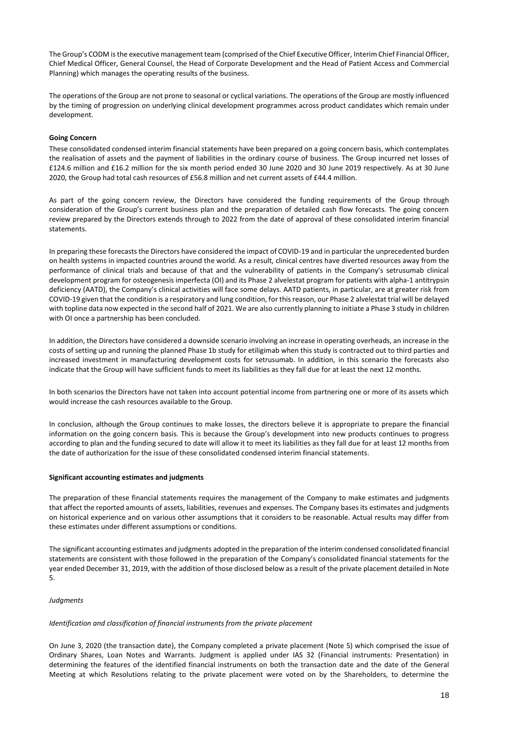The Group's CODM is the executive management team (comprised of the Chief Executive Officer, Interim Chief Financial Officer, Chief Medical Officer, General Counsel, the Head of Corporate Development and the Head of Patient Access and Commercial Planning) which manages the operating results of the business.

The operations of the Group are not prone to seasonal or cyclical variations. The operations of the Group are mostly influenced by the timing of progression on underlying clinical development programmes across product candidates which remain under development.

**Going Concern**

These consolidated condensed interim financial statements have been prepared on a going concern basis, which contemplates the realisation of assets and the payment of liabilities in the ordinary course of business. The Group incurred net losses of £124.6 million and £16.2 million for the six month period ended 30 June 2020 and 30 June 2019 respectively. As at 30 June 2020, the Group had total cash resources of £56.8 million and net current assets of £44.4 million.

As part of the going concern review, the Directors have considered the funding requirements of the Group through consideration of the Group's current business plan and the preparation of detailed cash flow forecasts. The going concern review prepared by the Directors extends through to 2022 from the date of approval of these consolidated interim financial statements.

In preparing these forecasts the Directors have considered the impact of COVID-19 and in particular the unprecedented burden on health systems in impacted countries around the world. As a result, clinical centres have diverted resources away from the performance of clinical trials and because of that and the vulnerability of patients in the Company's setrusumab clinical development program for osteogenesis imperfecta (OI) and its Phase 2 alvelestat program for patients with alpha-1 antitrypsin deficiency (AATD), the Company's clinical activities will face some delays. AATD patients, in particular, are at greater risk from COVID-19 given that the condition is a respiratory and lung condition, for this reason, our Phase 2 alvelestat trial will be delayed with topline data now expected in the second half of 2021. We are also currently planning to initiate a Phase 3 study in children with OI once a partnership has been concluded.

In addition, the Directors have considered a downside scenario involving an increase in operating overheads, an increase in the costs of setting up and running the planned Phase 1b study for etiligimab when this study is contracted out to third parties and increased investment in manufacturing development costs for setrusumab. In addition, in this scenario the forecasts also indicate that the Group will have sufficient funds to meet its liabilities as they fall due for at least the next 12 months.

In both scenarios the Directors have not taken into account potential income from partnering one or more of its assets which would increase the cash resources available to the Group.

In conclusion, although the Group continues to make losses, the directors believe it is appropriate to prepare the financial information on the going concern basis. This is because the Group's development into new products continues to progress according to plan and the funding secured to date will allow it to meet its liabilities as they fall due for at least 12 months from the date of authorization for the issue of these consolidated condensed interim financial statements.

**Significant accounting estimates and judgments**

The preparation of these financial statements requires the management of the Company to make estimates and judgments that affect the reported amounts of assets, liabilities, revenues and expenses. The Company bases its estimates and judgments on historical experience and on various other assumptions that it considers to be reasonable. Actual results may differ from these estimates under different assumptions or conditions.

The significant accounting estimates and judgments adopted in the preparation of the interim condensed consolidated financial statements are consistent with those followed in the preparation of the Company's consolidated financial statements for the year ended December 31, 2019, with the addition of those disclosed below as a result of the private placement detailed in Note 5.

*Judgments*

*Identification and classification of financial instruments from the private placement*

On June 3, 2020 (the transaction date), the Company completed a private placement (Note 5) which comprised the issue of Ordinary Shares, Loan Notes and Warrants. Judgment is applied under IAS 32 (Financial instruments: Presentation) in determining the features of the identified financial instruments on both the transaction date and the date of the General Meeting at which Resolutions relating to the private placement were voted on by the Shareholders, to determine the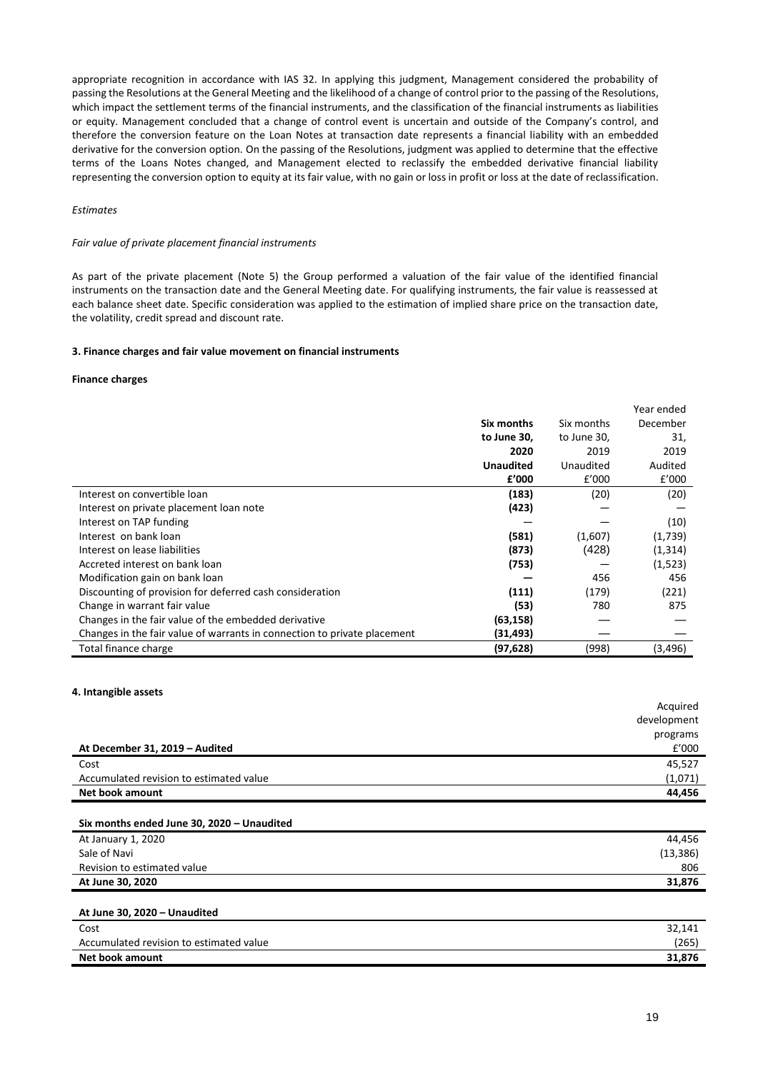appropriate recognition in accordance with IAS 32. In applying this judgment, Management considered the probability of passing the Resolutions at the General Meeting and the likelihood of a change of control prior to the passing of the Resolutions, which impact the settlement terms of the financial instruments, and the classification of the financial instruments as liabilities or equity. Management concluded that a change of control event is uncertain and outside of the Company's control, and therefore the conversion feature on the Loan Notes at transaction date represents a financial liability with an embedded derivative for the conversion option. On the passing of the Resolutions, judgment was applied to determine that the effective terms of the Loans Notes changed, and Management elected to reclassify the embedded derivative financial liability representing the conversion option to equity at its fair value, with no gain or loss in profit or loss at the date of reclassification.

*Estimates*

*Fair value of private placement financial instruments*

As part of the private placement (Note 5) the Group performed a valuation of the fair value of the identified financial instruments on the transaction date and the General Meeting date. For qualifying instruments, the fair value is reassessed at each balance sheet date. Specific consideration was applied to the estimation of implied share price on the transaction date, the volatility, credit spread and discount rate.

**3. Finance charges and fair value movement on financial instruments**

**Finance charges**

| | **Six months to June 30, 2020 Unaudited £'000** | Six months to June 30, 2019 Unaudited £'000 | Year ended December 31, 2019 Audited £'000 |
|---|---|---|---|
| Interest on convertible loan | **(183)** | (20) | (20) |
| Interest on private placement loan note | **(423)** | — | — |
| Interest on TAP funding | — | — | (10) |
| Interest on bank loan | **(581)** | (1,607) | (1,739) |
| Interest on lease liabilities | **(873)** | (428) | (1,314) |
| Accreted interest on bank loan | **(753)** | — | (1,523) |
| Modification gain on bank loan | **—** | 456 | 456 |
| Discounting of provision for deferred cash consideration | **(111)** | (179) | (221) |
| Change in warrant fair value | **(53)** | 780 | 875 |
| Changes in the fair value of the embedded derivative | **(63,158)** | — | — |
| Changes in the fair value of warrants in connection to private placement | **(31,493)** | — | — |
| Total finance charge | **(97,628)** | (998) | (3,496) |

**4. Intangible assets**

| | Acquired development programs |
|---|---|
| **At December 31, 2019 – Audited** | £'000 |
| Cost | 45,527 |
| Accumulated revision to estimated value | (1,071) |
| **Net book amount** | **44,456** |
| | |
| **Six months ended June 30, 2020 – Unaudited** | |
| At January 1, 2020 | 44,456 |
| Sale of Navi | (13,386) |
| Revision to estimated value | 806 |
| **At June 30, 2020** | **31,876** |
| | |
| **At June 30, 2020 – Unaudited** | |
| Cost | 32,141 |
| Accumulated revision to estimated value | (265) |
| **Net book amount** | **31,876** |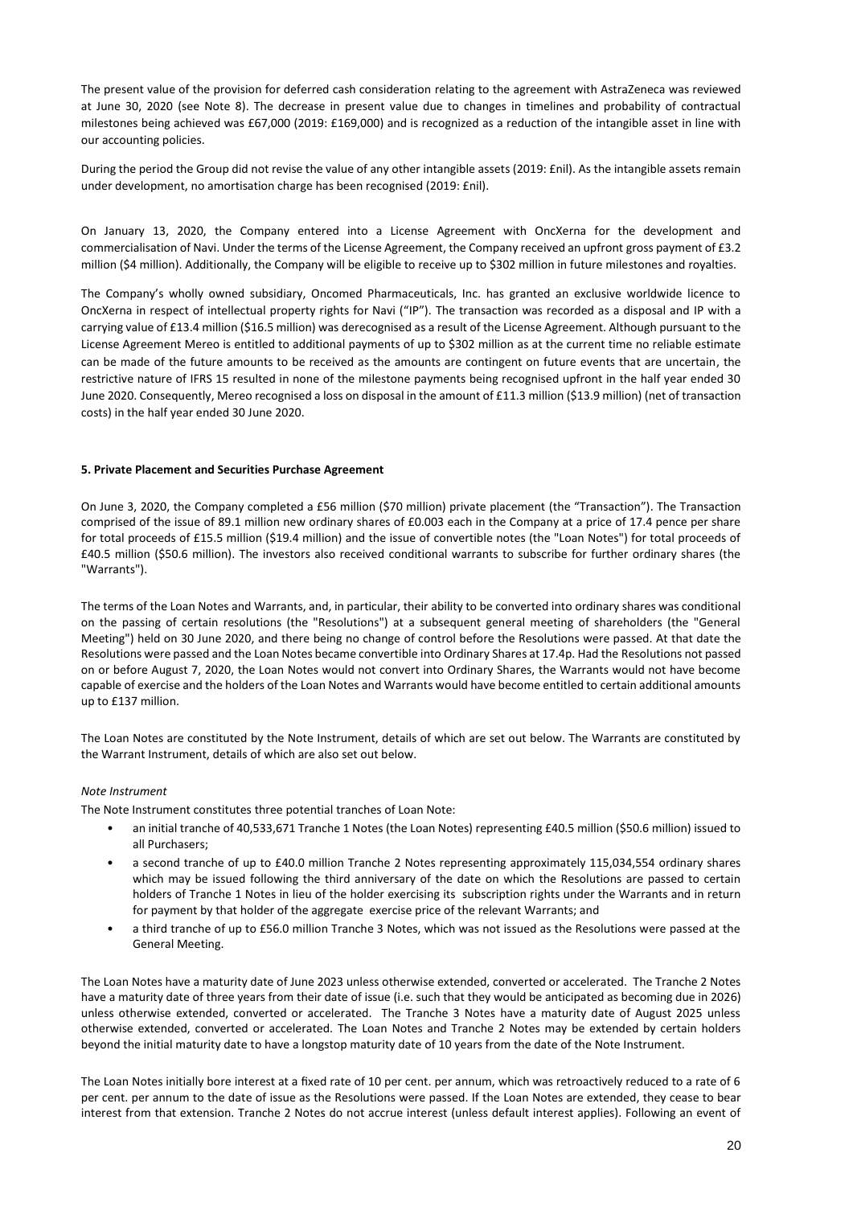The present value of the provision for deferred cash consideration relating to the agreement with AstraZeneca was reviewed at June 30, 2020 (see Note 8). The decrease in present value due to changes in timelines and probability of contractual milestones being achieved was £67,000 (2019: £169,000) and is recognized as a reduction of the intangible asset in line with our accounting policies.

During the period the Group did not revise the value of any other intangible assets (2019: £nil). As the intangible assets remain under development, no amortisation charge has been recognised (2019: £nil).

On January 13, 2020, the Company entered into a License Agreement with OncXerna for the development and commercialisation of Navi. Under the terms of the License Agreement, the Company received an upfront gross payment of £3.2 million ($4 million). Additionally, the Company will be eligible to receive up to $302 million in future milestones and royalties.

The Company's wholly owned subsidiary, Oncomed Pharmaceuticals, Inc. has granted an exclusive worldwide licence to OncXerna in respect of intellectual property rights for Navi ("IP"). The transaction was recorded as a disposal and IP with a carrying value of £13.4 million ($16.5 million) was derecognised as a result of the License Agreement. Although pursuant to the License Agreement Mereo is entitled to additional payments of up to $302 million as at the current time no reliable estimate can be made of the future amounts to be received as the amounts are contingent on future events that are uncertain, the restrictive nature of IFRS 15 resulted in none of the milestone payments being recognised upfront in the half year ended 30 June 2020. Consequently, Mereo recognised a loss on disposal in the amount of £11.3 million ($13.9 million) (net of transaction costs) in the half year ended 30 June 2020.

**5. Private Placement and Securities Purchase Agreement**

On June 3, 2020, the Company completed a £56 million ($70 million) private placement (the "Transaction"). The Transaction comprised of the issue of 89.1 million new ordinary shares of £0.003 each in the Company at a price of 17.4 pence per share for total proceeds of £15.5 million ($19.4 million) and the issue of convertible notes (the "Loan Notes") for total proceeds of £40.5 million ($50.6 million). The investors also received conditional warrants to subscribe for further ordinary shares (the "Warrants").

The terms of the Loan Notes and Warrants, and, in particular, their ability to be converted into ordinary shares was conditional on the passing of certain resolutions (the "Resolutions") at a subsequent general meeting of shareholders (the "General Meeting") held on 30 June 2020, and there being no change of control before the Resolutions were passed. At that date the Resolutions were passed and the Loan Notes became convertible into Ordinary Shares at 17.4p. Had the Resolutions not passed on or before August 7, 2020, the Loan Notes would not convert into Ordinary Shares, the Warrants would not have become capable of exercise and the holders of the Loan Notes and Warrants would have become entitled to certain additional amounts up to £137 million.

The Loan Notes are constituted by the Note Instrument, details of which are set out below. The Warrants are constituted by the Warrant Instrument, details of which are also set out below.

*Note Instrument*

The Note Instrument constitutes three potential tranches of Loan Note:

- an initial tranche of 40,533,671 Tranche 1 Notes (the Loan Notes) representing £40.5 million ($50.6 million) issued to all Purchasers;
- a second tranche of up to £40.0 million Tranche 2 Notes representing approximately 115,034,554 ordinary shares which may be issued following the third anniversary of the date on which the Resolutions are passed to certain holders of Tranche 1 Notes in lieu of the holder exercising its subscription rights under the Warrants and in return for payment by that holder of the aggregate exercise price of the relevant Warrants; and
- a third tranche of up to £56.0 million Tranche 3 Notes, which was not issued as the Resolutions were passed at the General Meeting.

The Loan Notes have a maturity date of June 2023 unless otherwise extended, converted or accelerated. The Tranche 2 Notes have a maturity date of three years from their date of issue (i.e. such that they would be anticipated as becoming due in 2026) unless otherwise extended, converted or accelerated. The Tranche 3 Notes have a maturity date of August 2025 unless otherwise extended, converted or accelerated. The Loan Notes and Tranche 2 Notes may be extended by certain holders beyond the initial maturity date to have a longstop maturity date of 10 years from the date of the Note Instrument.

The Loan Notes initially bore interest at a fixed rate of 10 per cent. per annum, which was retroactively reduced to a rate of 6 per cent. per annum to the date of issue as the Resolutions were passed. If the Loan Notes are extended, they cease to bear interest from that extension. Tranche 2 Notes do not accrue interest (unless default interest applies). Following an event of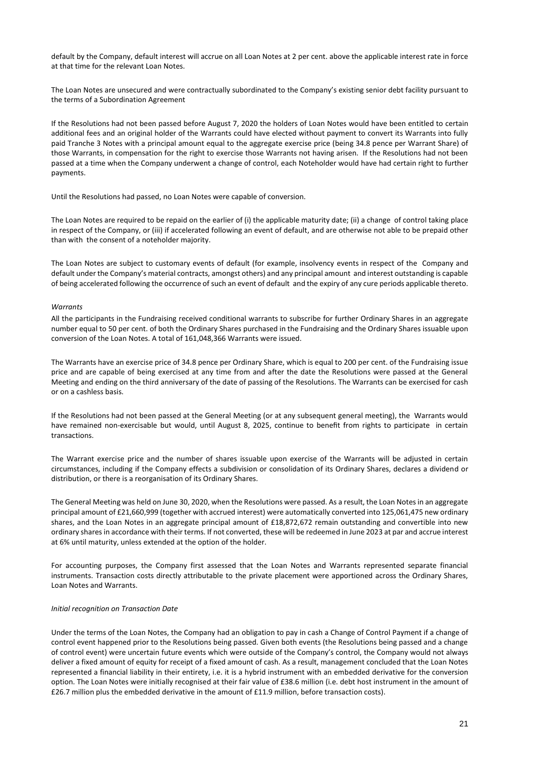default by the Company, default interest will accrue on all Loan Notes at 2 per cent. above the applicable interest rate in force at that time for the relevant Loan Notes.

The Loan Notes are unsecured and were contractually subordinated to the Company's existing senior debt facility pursuant to the terms of a Subordination Agreement

If the Resolutions had not been passed before August 7, 2020 the holders of Loan Notes would have been entitled to certain additional fees and an original holder of the Warrants could have elected without payment to convert its Warrants into fully paid Tranche 3 Notes with a principal amount equal to the aggregate exercise price (being 34.8 pence per Warrant Share) of those Warrants, in compensation for the right to exercise those Warrants not having arisen. If the Resolutions had not been passed at a time when the Company underwent a change of control, each Noteholder would have had certain right to further payments.

Until the Resolutions had passed, no Loan Notes were capable of conversion.

The Loan Notes are required to be repaid on the earlier of (i) the applicable maturity date; (ii) a change of control taking place in respect of the Company, or (iii) if accelerated following an event of default, and are otherwise not able to be prepaid other than with the consent of a noteholder majority.

The Loan Notes are subject to customary events of default (for example, insolvency events in respect of the Company and default under the Company's material contracts, amongst others) and any principal amount and interest outstanding is capable of being accelerated following the occurrence of such an event of default and the expiry of any cure periods applicable thereto.

*Warrants*

All the participants in the Fundraising received conditional warrants to subscribe for further Ordinary Shares in an aggregate number equal to 50 per cent. of both the Ordinary Shares purchased in the Fundraising and the Ordinary Shares issuable upon conversion of the Loan Notes. A total of 161,048,366 Warrants were issued.

The Warrants have an exercise price of 34.8 pence per Ordinary Share, which is equal to 200 per cent. of the Fundraising issue price and are capable of being exercised at any time from and after the date the Resolutions were passed at the General Meeting and ending on the third anniversary of the date of passing of the Resolutions. The Warrants can be exercised for cash or on a cashless basis.

If the Resolutions had not been passed at the General Meeting (or at any subsequent general meeting), the Warrants would have remained non-exercisable but would, until August 8, 2025, continue to benefit from rights to participate in certain transactions.

The Warrant exercise price and the number of shares issuable upon exercise of the Warrants will be adjusted in certain circumstances, including if the Company effects a subdivision or consolidation of its Ordinary Shares, declares a dividend or distribution, or there is a reorganisation of its Ordinary Shares.

The General Meeting was held on June 30, 2020, when the Resolutions were passed. As a result, the Loan Notes in an aggregate principal amount of £21,660,999 (together with accrued interest) were automatically converted into 125,061,475 new ordinary shares, and the Loan Notes in an aggregate principal amount of £18,872,672 remain outstanding and convertible into new ordinary shares in accordance with their terms. If not converted, these will be redeemed in June 2023 at par and accrue interest at 6% until maturity, unless extended at the option of the holder.

For accounting purposes, the Company first assessed that the Loan Notes and Warrants represented separate financial instruments. Transaction costs directly attributable to the private placement were apportioned across the Ordinary Shares, Loan Notes and Warrants.

*Initial recognition on Transaction Date*

Under the terms of the Loan Notes, the Company had an obligation to pay in cash a Change of Control Payment if a change of control event happened prior to the Resolutions being passed. Given both events (the Resolutions being passed and a change of control event) were uncertain future events which were outside of the Company's control, the Company would not always deliver a fixed amount of equity for receipt of a fixed amount of cash. As a result, management concluded that the Loan Notes represented a financial liability in their entirety, i.e. it is a hybrid instrument with an embedded derivative for the conversion option. The Loan Notes were initially recognised at their fair value of £38.6 million (i.e. debt host instrument in the amount of £26.7 million plus the embedded derivative in the amount of £11.9 million, before transaction costs).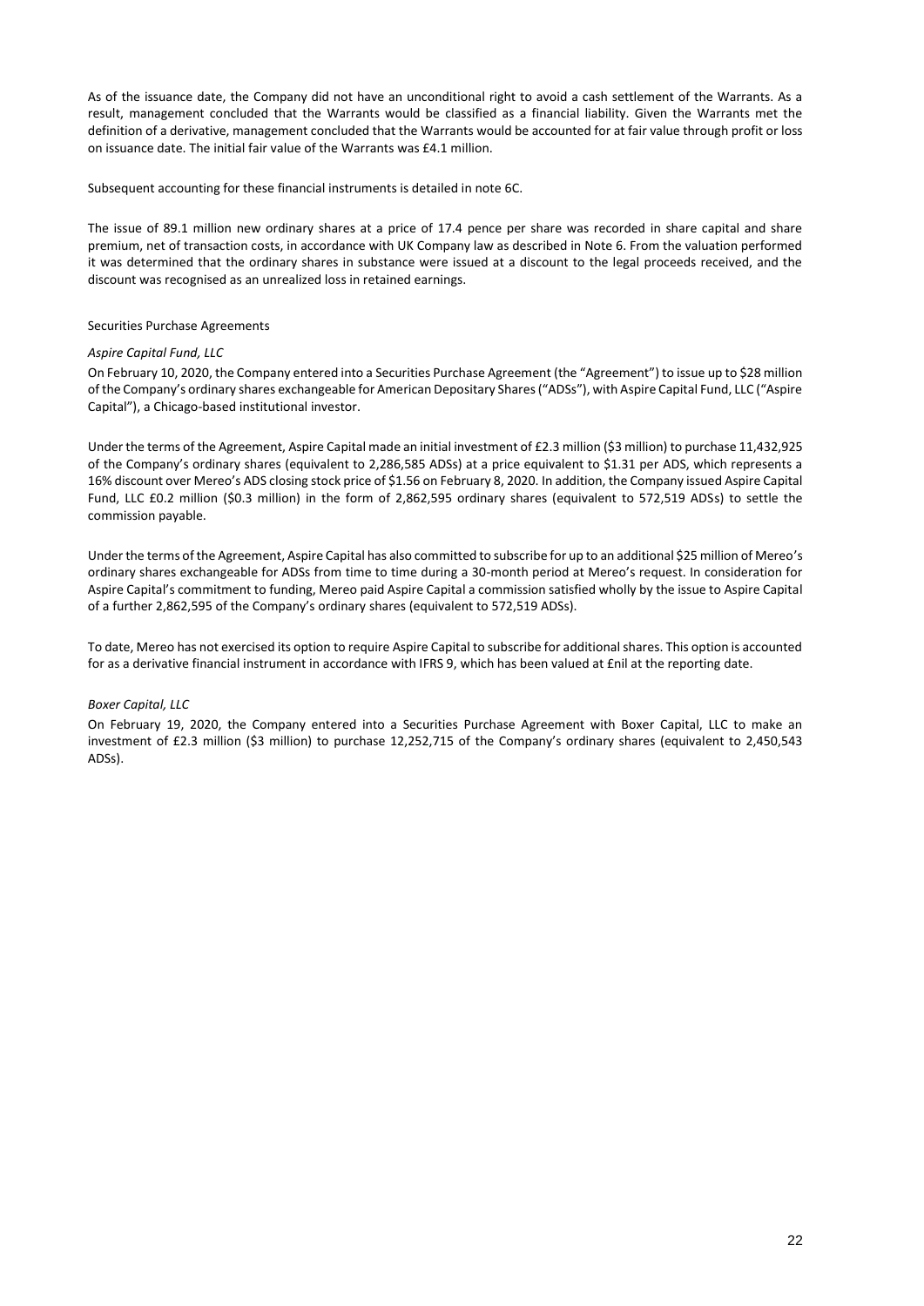As of the issuance date, the Company did not have an unconditional right to avoid a cash settlement of the Warrants. As a result, management concluded that the Warrants would be classified as a financial liability. Given the Warrants met the definition of a derivative, management concluded that the Warrants would be accounted for at fair value through profit or loss on issuance date. The initial fair value of the Warrants was £4.1 million.

Subsequent accounting for these financial instruments is detailed in note 6C.

The issue of 89.1 million new ordinary shares at a price of 17.4 pence per share was recorded in share capital and share premium, net of transaction costs, in accordance with UK Company law as described in Note 6. From the valuation performed it was determined that the ordinary shares in substance were issued at a discount to the legal proceeds received, and the discount was recognised as an unrealized loss in retained earnings.

Securities Purchase Agreements

*Aspire Capital Fund, LLC*

On February 10, 2020, the Company entered into a Securities Purchase Agreement (the "Agreement") to issue up to $28 million of the Company's ordinary shares exchangeable for American Depositary Shares ("ADSs"), with Aspire Capital Fund, LLC ("Aspire Capital"), a Chicago-based institutional investor.

Under the terms of the Agreement, Aspire Capital made an initial investment of £2.3 million ($3 million) to purchase 11,432,925 of the Company's ordinary shares (equivalent to 2,286,585 ADSs) at a price equivalent to $1.31 per ADS, which represents a 16% discount over Mereo's ADS closing stock price of $1.56 on February 8, 2020. In addition, the Company issued Aspire Capital Fund, LLC £0.2 million ($0.3 million) in the form of 2,862,595 ordinary shares (equivalent to 572,519 ADSs) to settle the commission payable.

Under the terms of the Agreement, Aspire Capital has also committed to subscribe for up to an additional $25 million of Mereo's ordinary shares exchangeable for ADSs from time to time during a 30-month period at Mereo's request. In consideration for Aspire Capital's commitment to funding, Mereo paid Aspire Capital a commission satisfied wholly by the issue to Aspire Capital of a further 2,862,595 of the Company's ordinary shares (equivalent to 572,519 ADSs).

To date, Mereo has not exercised its option to require Aspire Capital to subscribe for additional shares. This option is accounted for as a derivative financial instrument in accordance with IFRS 9, which has been valued at £nil at the reporting date.

*Boxer Capital, LLC*

On February 19, 2020, the Company entered into a Securities Purchase Agreement with Boxer Capital, LLC to make an investment of £2.3 million ($3 million) to purchase 12,252,715 of the Company's ordinary shares (equivalent to 2,450,543 ADSs).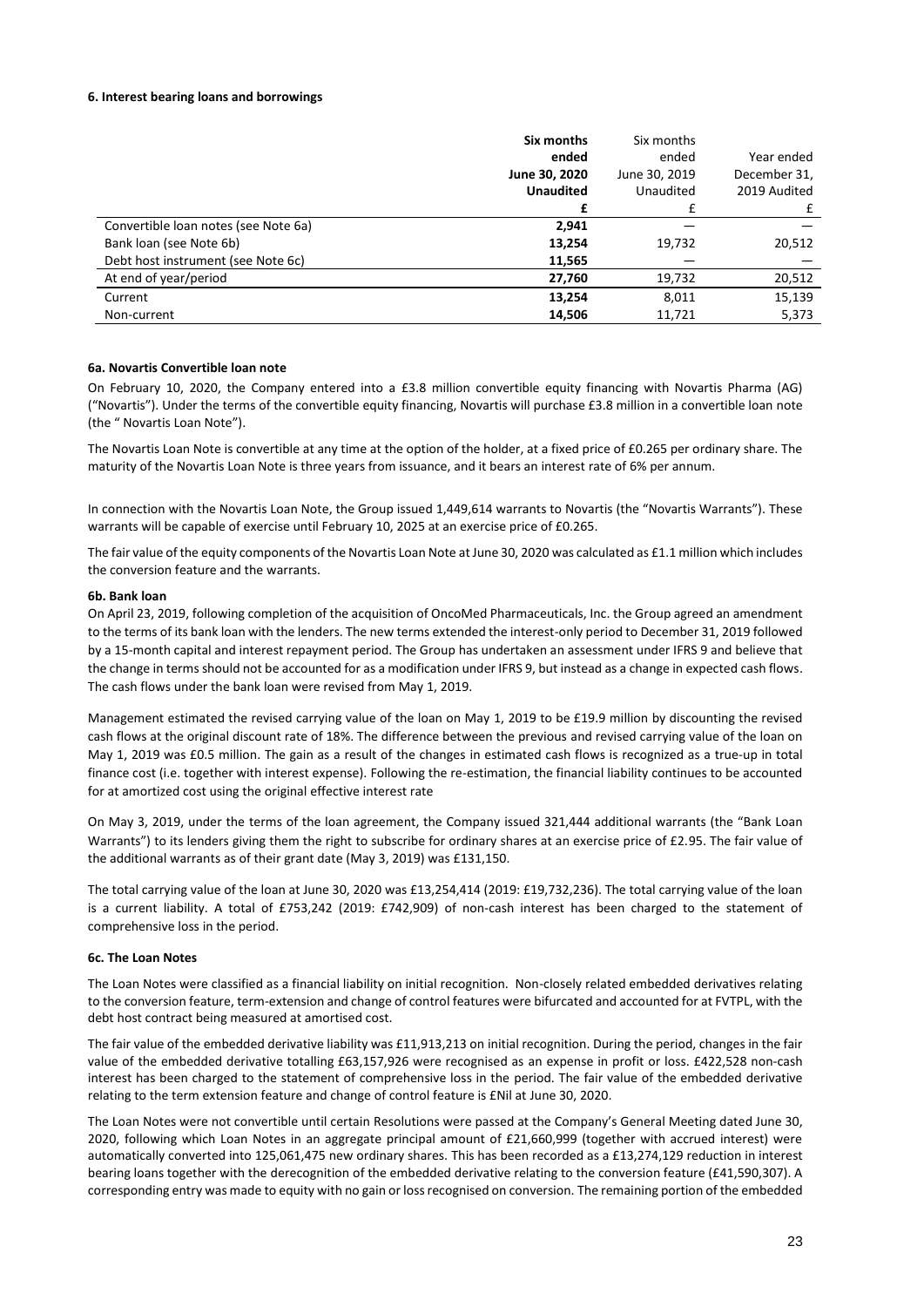#### 6. Interest bearing loans and borrowings

| | **Six months ended June 30, 2020 Unaudited** | Six months ended June 30, 2019 Unaudited | Year ended December 31, 2019 Audited |
|---|---|---|---|
| | **£** | £ | £ |
| Convertible loan notes (see Note 6a) | **2,941** | — | — |
| Bank loan (see Note 6b) | **13,254** | 19,732 | 20,512 |
| Debt host instrument (see Note 6c) | **11,565** | — | — |
| At end of year/period | **27,760** | 19,732 | 20,512 |
| Current | **13,254** | 8,011 | 15,139 |
| Non-current | **14,506** | 11,721 | 5,373 |

**6a. Novartis Convertible loan note**

On February 10, 2020, the Company entered into a £3.8 million convertible equity financing with Novartis Pharma (AG) ("Novartis"). Under the terms of the convertible equity financing, Novartis will purchase £3.8 million in a convertible loan note (the " Novartis Loan Note").

The Novartis Loan Note is convertible at any time at the option of the holder, at a fixed price of £0.265 per ordinary share. The maturity of the Novartis Loan Note is three years from issuance, and it bears an interest rate of 6% per annum.

In connection with the Novartis Loan Note, the Group issued 1,449,614 warrants to Novartis (the "Novartis Warrants"). These warrants will be capable of exercise until February 10, 2025 at an exercise price of £0.265.

The fair value of the equity components of the Novartis Loan Note at June 30, 2020 was calculated as £1.1 million which includes the conversion feature and the warrants.

**6b. Bank loan**

On April 23, 2019, following completion of the acquisition of OncoMed Pharmaceuticals, Inc. the Group agreed an amendment to the terms of its bank loan with the lenders. The new terms extended the interest-only period to December 31, 2019 followed by a 15-month capital and interest repayment period. The Group has undertaken an assessment under IFRS 9 and believe that the change in terms should not be accounted for as a modification under IFRS 9, but instead as a change in expected cash flows. The cash flows under the bank loan were revised from May 1, 2019.

Management estimated the revised carrying value of the loan on May 1, 2019 to be £19.9 million by discounting the revised cash flows at the original discount rate of 18%. The difference between the previous and revised carrying value of the loan on May 1, 2019 was £0.5 million. The gain as a result of the changes in estimated cash flows is recognized as a true-up in total finance cost (i.e. together with interest expense). Following the re-estimation, the financial liability continues to be accounted for at amortized cost using the original effective interest rate

On May 3, 2019, under the terms of the loan agreement, the Company issued 321,444 additional warrants (the "Bank Loan Warrants") to its lenders giving them the right to subscribe for ordinary shares at an exercise price of £2.95. The fair value of the additional warrants as of their grant date (May 3, 2019) was £131,150.

The total carrying value of the loan at June 30, 2020 was £13,254,414 (2019: £19,732,236). The total carrying value of the loan is a current liability. A total of £753,242 (2019: £742,909) of non-cash interest has been charged to the statement of comprehensive loss in the period.

**6c. The Loan Notes**

The Loan Notes were classified as a financial liability on initial recognition. Non-closely related embedded derivatives relating to the conversion feature, term-extension and change of control features were bifurcated and accounted for at FVTPL, with the debt host contract being measured at amortised cost.

The fair value of the embedded derivative liability was £11,913,213 on initial recognition. During the period, changes in the fair value of the embedded derivative totalling £63,157,926 were recognised as an expense in profit or loss. £422,528 non-cash interest has been charged to the statement of comprehensive loss in the period. The fair value of the embedded derivative relating to the term extension feature and change of control feature is £Nil at June 30, 2020.

The Loan Notes were not convertible until certain Resolutions were passed at the Company's General Meeting dated June 30, 2020, following which Loan Notes in an aggregate principal amount of £21,660,999 (together with accrued interest) were automatically converted into 125,061,475 new ordinary shares. This has been recorded as a £13,274,129 reduction in interest bearing loans together with the derecognition of the embedded derivative relating to the conversion feature (£41,590,307). A corresponding entry was made to equity with no gain or loss recognised on conversion. The remaining portion of the embedded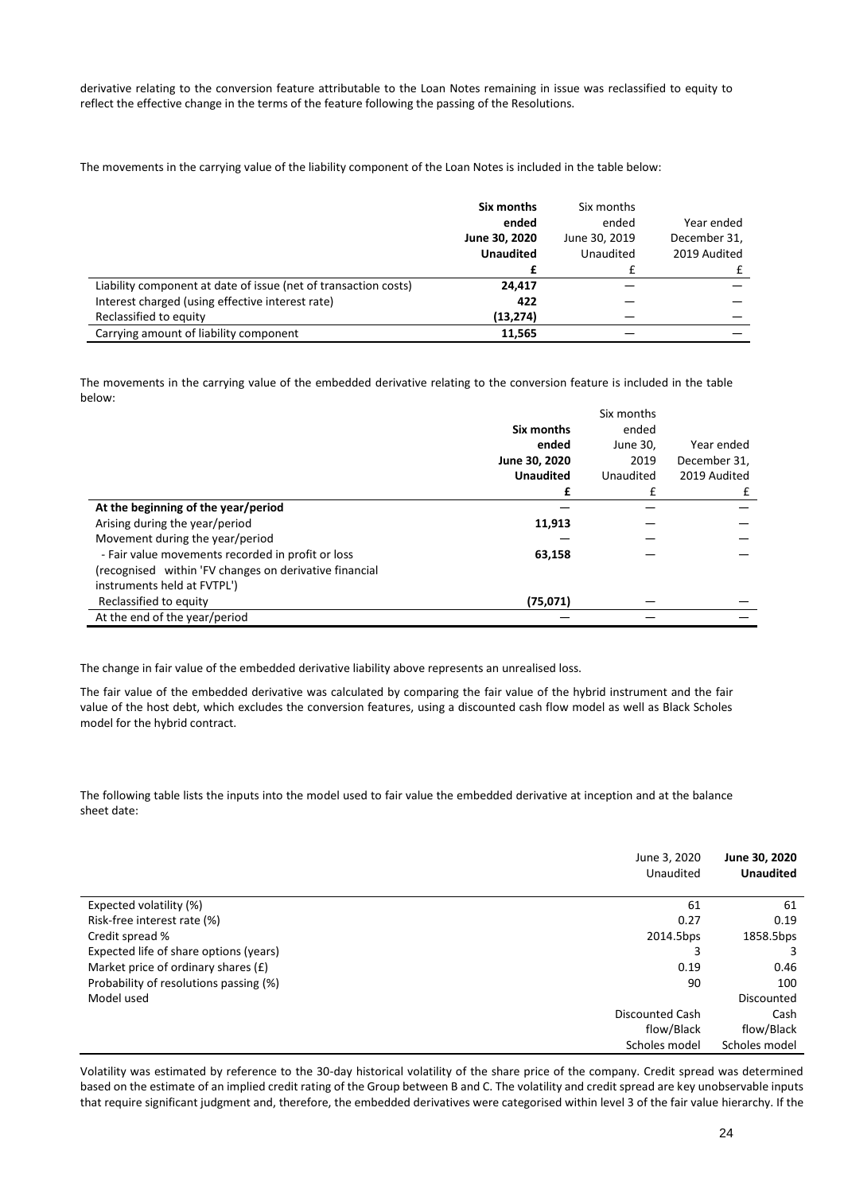derivative relating to the conversion feature attributable to the Loan Notes remaining in issue was reclassified to equity to reflect the effective change in the terms of the feature following the passing of the Resolutions.

The movements in the carrying value of the liability component of the Loan Notes is included in the table below:

| | **Six months ended June 30, 2020 Unaudited** | Six months ended June 30, 2019 Unaudited | Year ended December 31, 2019 Audited |
|---|---|---|---|
| | **£** | £ | £ |
| Liability component at date of issue (net of transaction costs) | **24,417** | — | — |
| Interest charged (using effective interest rate) | **422** | — | — |
| Reclassified to equity | **(13,274)** | — | — |
| Carrying amount of liability component | **11,565** | — | — |

The movements in the carrying value of the embedded derivative relating to the conversion feature is included in the table below:

| | **Six months ended June 30, 2020 Unaudited** | Six months ended June 30, 2019 Unaudited | Year ended December 31, 2019 Audited |
|---|---|---|---|
| | **£** | £ | £ |
| **At the beginning of the year/period** | — | — | — |
| Arising during the year/period | **11,913** | — | — |
| Movement during the year/period | — | — | — |
| - Fair value movements recorded in profit or loss (recognised within 'FV changes on derivative financial instruments held at FVTPL') | **63,158** | — | — |
| Reclassified to equity | **(75,071)** | — | — |
| At the end of the year/period | — | — | — |

The change in fair value of the embedded derivative liability above represents an unrealised loss.

The fair value of the embedded derivative was calculated by comparing the fair value of the hybrid instrument and the fair value of the host debt, which excludes the conversion features, using a discounted cash flow model as well as Black Scholes model for the hybrid contract.

The following table lists the inputs into the model used to fair value the embedded derivative at inception and at the balance sheet date:

| | June 3, 2020 Unaudited | **June 30, 2020 Unaudited** |
|---|---|---|
| Expected volatility (%) | 61 | 61 |
| Risk-free interest rate (%) | 0.27 | 0.19 |
| Credit spread % | 2014.5bps | 1858.5bps |
| Expected life of share options (years) | 3 | 3 |
| Market price of ordinary shares (£) | 0.19 | 0.46 |
| Probability of resolutions passing (%) | 90 | 100 |
| Model used | Discounted Cash flow/Black Scholes model | Discounted Cash flow/Black Scholes model |

Volatility was estimated by reference to the 30-day historical volatility of the share price of the company. Credit spread was determined based on the estimate of an implied credit rating of the Group between B and C. The volatility and credit spread are key unobservable inputs that require significant judgment and, therefore, the embedded derivatives were categorised within level 3 of the fair value hierarchy. If the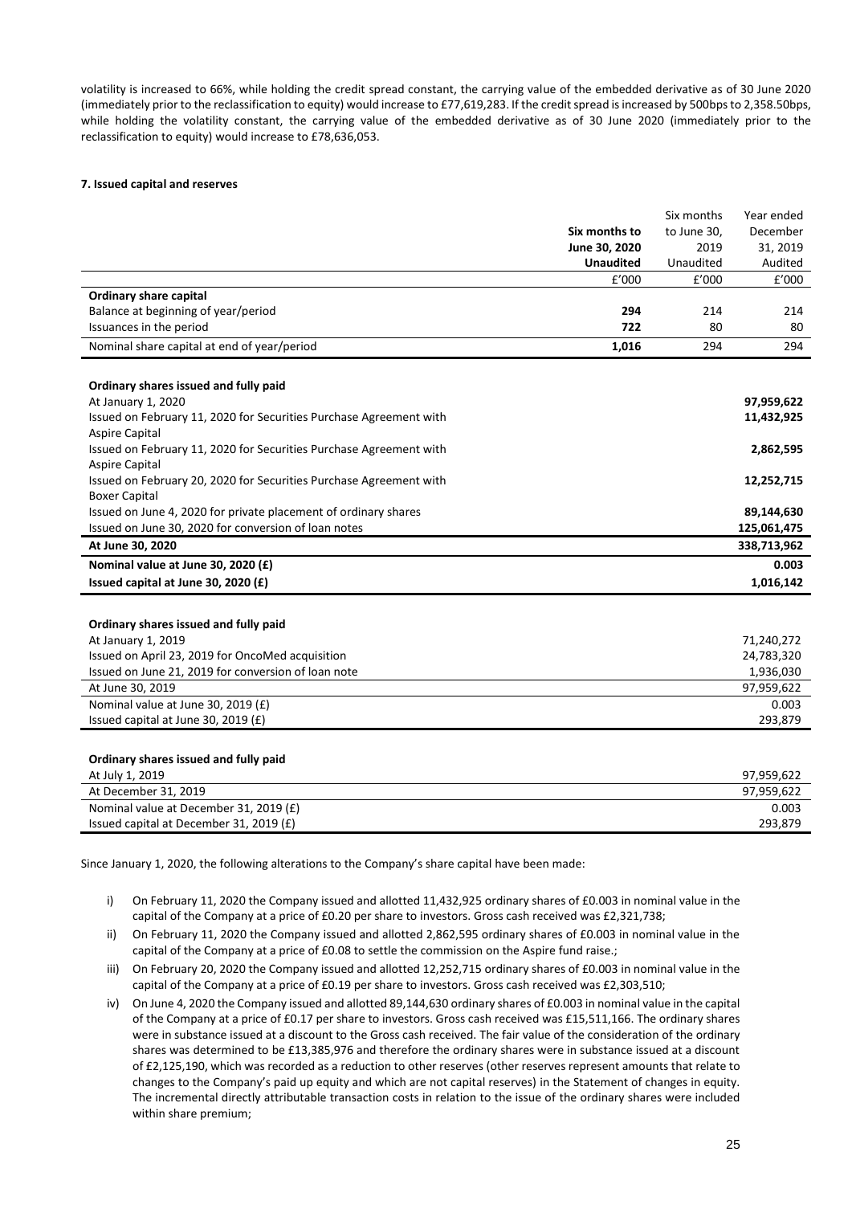volatility is increased to 66%, while holding the credit spread constant, the carrying value of the embedded derivative as of 30 June 2020 (immediately prior to the reclassification to equity) would increase to £77,619,283. If the credit spread is increased by 500bps to 2,358.50bps, while holding the volatility constant, the carrying value of the embedded derivative as of 30 June 2020 (immediately prior to the reclassification to equity) would increase to £78,636,053.

**7. Issued capital and reserves**

| | **Six months to June 30, 2020 Unaudited** | Six months to June 30, 2019 Unaudited | Year ended December 31, 2019 Audited |
|---|---|---|---|
| | £'000 | £'000 | £'000 |
| **Ordinary share capital** | | | |
| Balance at beginning of year/period | **294** | 214 | 214 |
| Issuances in the period | **722** | 80 | 80 |
| Nominal share capital at end of year/period | **1,016** | 294 | 294 |

| **Ordinary shares issued and fully paid** | |
|---|---|
| At January 1, 2020 | **97,959,622** |
| Issued on February 11, 2020 for Securities Purchase Agreement with Aspire Capital | **11,432,925** |
| Issued on February 11, 2020 for Securities Purchase Agreement with Aspire Capital | **2,862,595** |
| Issued on February 20, 2020 for Securities Purchase Agreement with Boxer Capital | **12,252,715** |
| Issued on June 4, 2020 for private placement of ordinary shares | **89,144,630** |
| Issued on June 30, 2020 for conversion of loan notes | **125,061,475** |
| **At June 30, 2020** | **338,713,962** |
| **Nominal value at June 30, 2020 (£)** | **0.003** |
| **Issued capital at June 30, 2020 (£)** | **1,016,142** |

| **Ordinary shares issued and fully paid** | |
|---|---|
| At January 1, 2019 | 71,240,272 |
| Issued on April 23, 2019 for OncoMed acquisition | 24,783,320 |
| Issued on June 21, 2019 for conversion of loan note | 1,936,030 |
| At June 30, 2019 | 97,959,622 |
| Nominal value at June 30, 2019 (£) | 0.003 |
| Issued capital at June 30, 2019 (£) | 293,879 |

| **Ordinary shares issued and fully paid** | |
|---|---|
| At July 1, 2019 | 97,959,622 |
| At December 31, 2019 | 97,959,622 |
| Nominal value at December 31, 2019 (£) | 0.003 |
| Issued capital at December 31, 2019 (£) | 293,879 |

Since January 1, 2020, the following alterations to the Company's share capital have been made:

i) On February 11, 2020 the Company issued and allotted 11,432,925 ordinary shares of £0.003 in nominal value in the capital of the Company at a price of £0.20 per share to investors. Gross cash received was £2,321,738;

ii) On February 11, 2020 the Company issued and allotted 2,862,595 ordinary shares of £0.003 in nominal value in the capital of the Company at a price of £0.08 to settle the commission on the Aspire fund raise.;

iii) On February 20, 2020 the Company issued and allotted 12,252,715 ordinary shares of £0.003 in nominal value in the capital of the Company at a price of £0.19 per share to investors. Gross cash received was £2,303,510;

iv) On June 4, 2020 the Company issued and allotted 89,144,630 ordinary shares of £0.003 in nominal value in the capital of the Company at a price of £0.17 per share to investors. Gross cash received was £15,511,166. The ordinary shares were in substance issued at a discount to the Gross cash received. The fair value of the consideration of the ordinary shares was determined to be £13,385,976 and therefore the ordinary shares were in substance issued at a discount of £2,125,190, which was recorded as a reduction to other reserves (other reserves represent amounts that relate to changes to the Company's paid up equity and which are not capital reserves) in the Statement of changes in equity. The incremental directly attributable transaction costs in relation to the issue of the ordinary shares were included within share premium;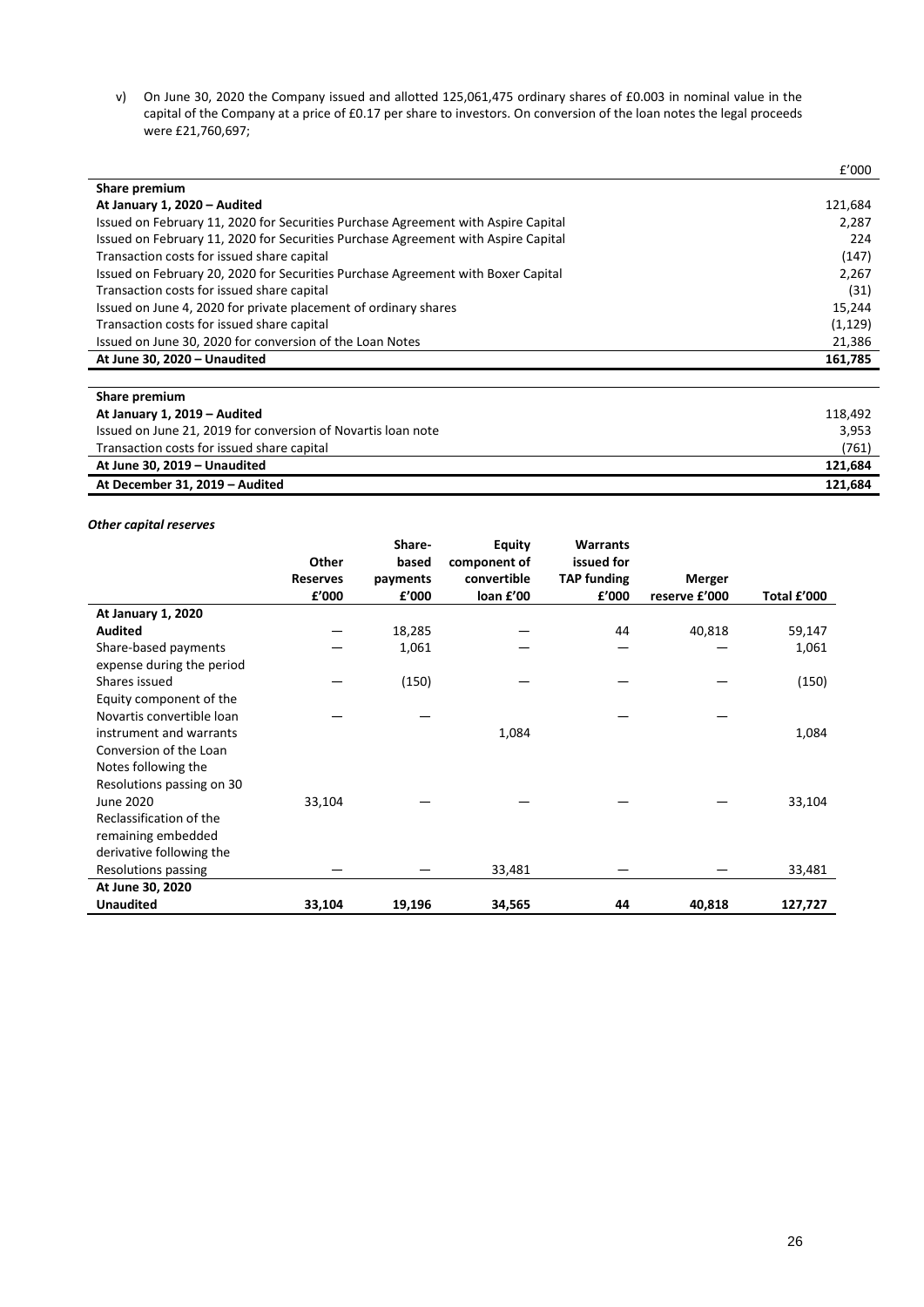v) On June 30, 2020 the Company issued and allotted 125,061,475 ordinary shares of £0.003 in nominal value in the capital of the Company at a price of £0.17 per share to investors. On conversion of the loan notes the legal proceeds were £21,760,697;

| | £'000 |
|---|---|
| **Share premium** | |
| **At January 1, 2020 – Audited** | 121,684 |
| Issued on February 11, 2020 for Securities Purchase Agreement with Aspire Capital | 2,287 |
| Issued on February 11, 2020 for Securities Purchase Agreement with Aspire Capital | 224 |
| Transaction costs for issued share capital | (147) |
| Issued on February 20, 2020 for Securities Purchase Agreement with Boxer Capital | 2,267 |
| Transaction costs for issued share capital | (31) |
| Issued on June 4, 2020 for private placement of ordinary shares | 15,244 |
| Transaction costs for issued share capital | (1,129) |
| Issued on June 30, 2020 for conversion of the Loan Notes | 21,386 |
| **At June 30, 2020 – Unaudited** | **161,785** |

| | |
|---|---|
| **Share premium** | |
| **At January 1, 2019 – Audited** | 118,492 |
| Issued on June 21, 2019 for conversion of Novartis loan note | 3,953 |
| Transaction costs for issued share capital | (761) |
| **At June 30, 2019 – Unaudited** | **121,684** |
| **At December 31, 2019 – Audited** | **121,684** |

***Other capital reserves***

| | Other Reserves £'000 | Share-based payments £'000 | Equity component of convertible loan £'00 | Warrants issued for TAP funding £'000 | Merger reserve £'000 | Total £'000 |
|---|---|---|---|---|---|---|
| **At January 1, 2020 Audited** | — | 18,285 | — | 44 | 40,818 | 59,147 |
| Share-based payments expense during the period | — | 1,061 | — | — | — | 1,061 |
| Shares issued | — | (150) | — | — | — | (150) |
| Equity component of the Novartis convertible loan instrument and warrants | — | — | 1,084 | — | — | 1,084 |
| Conversion of the Loan Notes following the Resolutions passing on 30 June 2020 | 33,104 | — | — | — | — | 33,104 |
| Reclassification of the remaining embedded derivative following the Resolutions passing | — | — | 33,481 | — | — | 33,481 |
| **At June 30, 2020 Unaudited** | **33,104** | **19,196** | **34,565** | **44** | **40,818** | **127,727** |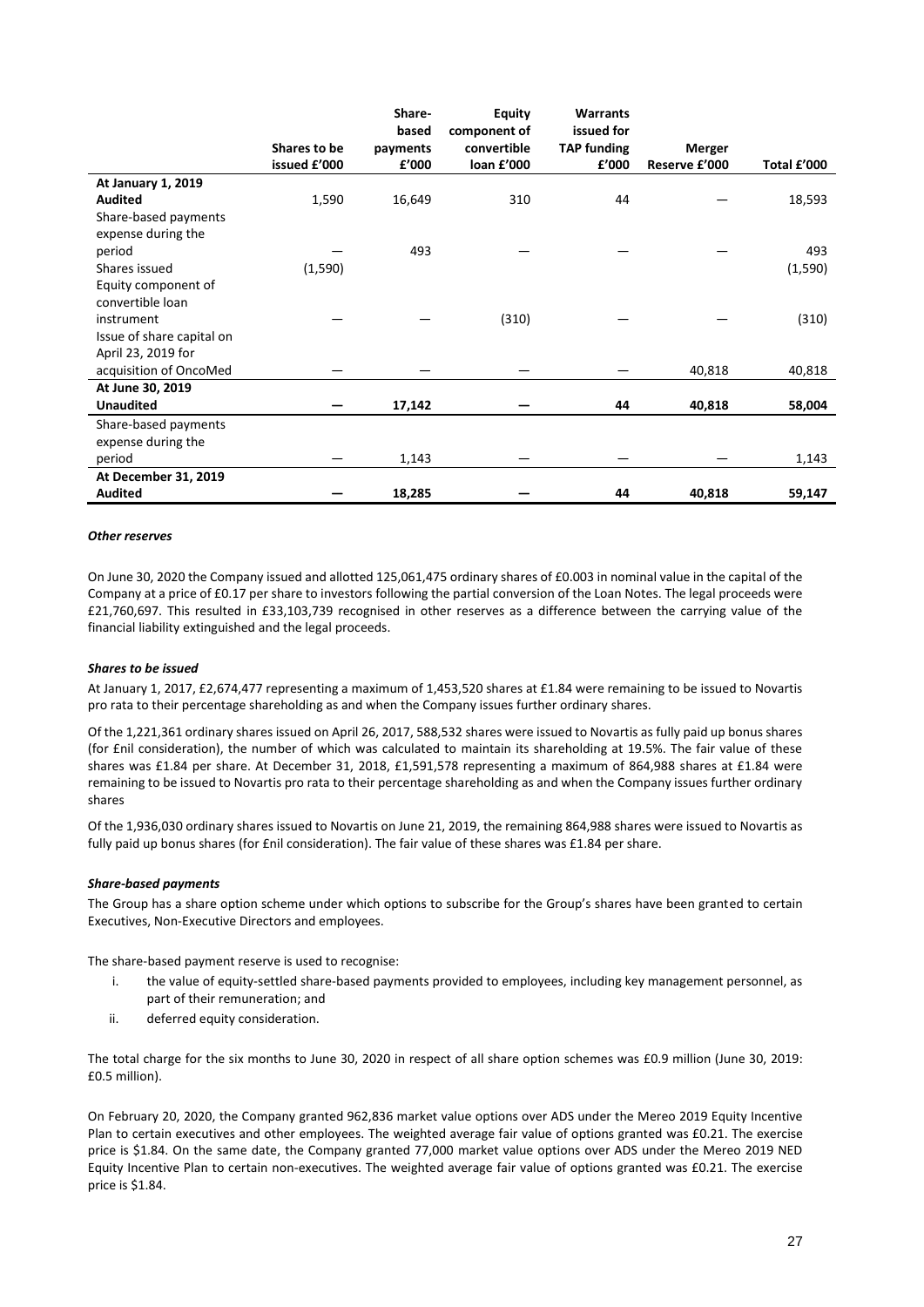| | Shares to be issued £'000 | Share-based payments £'000 | Equity component of convertible loan £'000 | Warrants issued for TAP funding £'000 | Merger Reserve £'000 | Total £'000 |
|---|---|---|---|---|---|---|
| **At January 1, 2019 Audited** | 1,590 | 16,649 | 310 | 44 | — | 18,593 |
| Share-based payments expense during the period | — | 493 | — | — | — | 493 |
| Shares issued | (1,590) | | | | | (1,590) |
| Equity component of convertible loan instrument | — | — | (310) | — | — | (310) |
| Issue of share capital on April 23, 2019 for acquisition of OncoMed | — | — | — | — | 40,818 | 40,818 |
| **At June 30, 2019 Unaudited** | **—** | **17,142** | **—** | **44** | **40,818** | **58,004** |
| Share-based payments expense during the period | — | 1,143 | — | — | — | 1,143 |
| **At December 31, 2019 Audited** | **—** | **18,285** | **—** | **44** | **40,818** | **59,147** |

***Other reserves***

On June 30, 2020 the Company issued and allotted 125,061,475 ordinary shares of £0.003 in nominal value in the capital of the Company at a price of £0.17 per share to investors following the partial conversion of the Loan Notes. The legal proceeds were £21,760,697. This resulted in £33,103,739 recognised in other reserves as a difference between the carrying value of the financial liability extinguished and the legal proceeds.

***Shares to be issued***

At January 1, 2017, £2,674,477 representing a maximum of 1,453,520 shares at £1.84 were remaining to be issued to Novartis pro rata to their percentage shareholding as and when the Company issues further ordinary shares.

Of the 1,221,361 ordinary shares issued on April 26, 2017, 588,532 shares were issued to Novartis as fully paid up bonus shares (for £nil consideration), the number of which was calculated to maintain its shareholding at 19.5%. The fair value of these shares was £1.84 per share. At December 31, 2018, £1,591,578 representing a maximum of 864,988 shares at £1.84 were remaining to be issued to Novartis pro rata to their percentage shareholding as and when the Company issues further ordinary shares

Of the 1,936,030 ordinary shares issued to Novartis on June 21, 2019, the remaining 864,988 shares were issued to Novartis as fully paid up bonus shares (for £nil consideration). The fair value of these shares was £1.84 per share.

***Share-based payments***

The Group has a share option scheme under which options to subscribe for the Group's shares have been granted to certain Executives, Non-Executive Directors and employees.

The share-based payment reserve is used to recognise:

i. the value of equity-settled share-based payments provided to employees, including key management personnel, as part of their remuneration; and
ii. deferred equity consideration.

The total charge for the six months to June 30, 2020 in respect of all share option schemes was £0.9 million (June 30, 2019: £0.5 million).

On February 20, 2020, the Company granted 962,836 market value options over ADS under the Mereo 2019 Equity Incentive Plan to certain executives and other employees. The weighted average fair value of options granted was £0.21. The exercise price is $1.84. On the same date, the Company granted 77,000 market value options over ADS under the Mereo 2019 NED Equity Incentive Plan to certain non-executives. The weighted average fair value of options granted was £0.21. The exercise price is $1.84.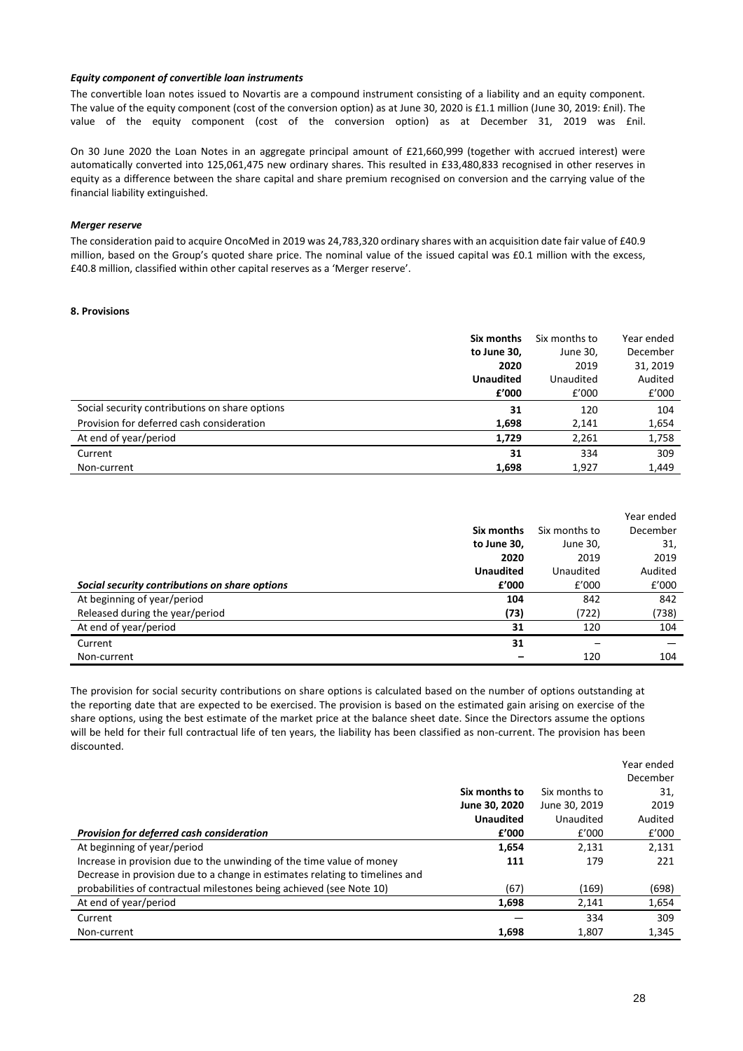***Equity component of convertible loan instruments***

The convertible loan notes issued to Novartis are a compound instrument consisting of a liability and an equity component. The value of the equity component (cost of the conversion option) as at June 30, 2020 is £1.1 million (June 30, 2019: £nil). The value of the equity component (cost of the conversion option) as at December 31, 2019 was £nil.

On 30 June 2020 the Loan Notes in an aggregate principal amount of £21,660,999 (together with accrued interest) were automatically converted into 125,061,475 new ordinary shares. This resulted in £33,480,833 recognised in other reserves in equity as a difference between the share capital and share premium recognised on conversion and the carrying value of the financial liability extinguished.

***Merger reserve***

The consideration paid to acquire OncoMed in 2019 was 24,783,320 ordinary shares with an acquisition date fair value of £40.9 million, based on the Group's quoted share price. The nominal value of the issued capital was £0.1 million with the excess, £40.8 million, classified within other capital reserves as a 'Merger reserve'.

**8. Provisions**

| | **Six months to June 30, 2020 Unaudited £'000** | Six months to June 30, 2019 Unaudited £'000 | Year ended December 31, 2019 Audited £'000 |
|---|---|---|---|
| Social security contributions on share options | **31** | 120 | 104 |
| Provision for deferred cash consideration | **1,698** | 2,141 | 1,654 |
| At end of year/period | **1,729** | 2,261 | 1,758 |
| Current | **31** | 334 | 309 |
| Non-current | **1,698** | 1,927 | 1,449 |

| ***Social security contributions on share options*** | **Six months to June 30, 2020 Unaudited £'000** | Six months to June 30, 2019 Unaudited £'000 | Year ended December 31, 2019 Audited £'000 |
|---|---|---|---|
| At beginning of year/period | **104** | 842 | 842 |
| Released during the year/period | **(73)** | (722) | (738) |
| At end of year/period | **31** | 120 | 104 |
| Current | **31** | – | – |
| Non-current | **–** | 120 | 104 |

The provision for social security contributions on share options is calculated based on the number of options outstanding at the reporting date that are expected to be exercised. The provision is based on the estimated gain arising on exercise of the share options, using the best estimate of the market price at the balance sheet date. Since the Directors assume the options will be held for their full contractual life of ten years, the liability has been classified as non-current. The provision has been discounted.

| ***Provision for deferred cash consideration*** | **Six months to June 30, 2020 Unaudited £'000** | Six months to June 30, 2019 Unaudited £'000 | Year ended December 31, 2019 Audited £'000 |
|---|---|---|---|
| At beginning of year/period | **1,654** | 2,131 | 2,131 |
| Increase in provision due to the unwinding of the time value of money | **111** | 179 | 221 |
| Decrease in provision due to a change in estimates relating to timelines and probabilities of contractual milestones being achieved (see Note 10) | (67) | (169) | (698) |
| At end of year/period | **1,698** | 2,141 | 1,654 |
| Current | — | 334 | 309 |
| Non-current | **1,698** | 1,807 | 1,345 |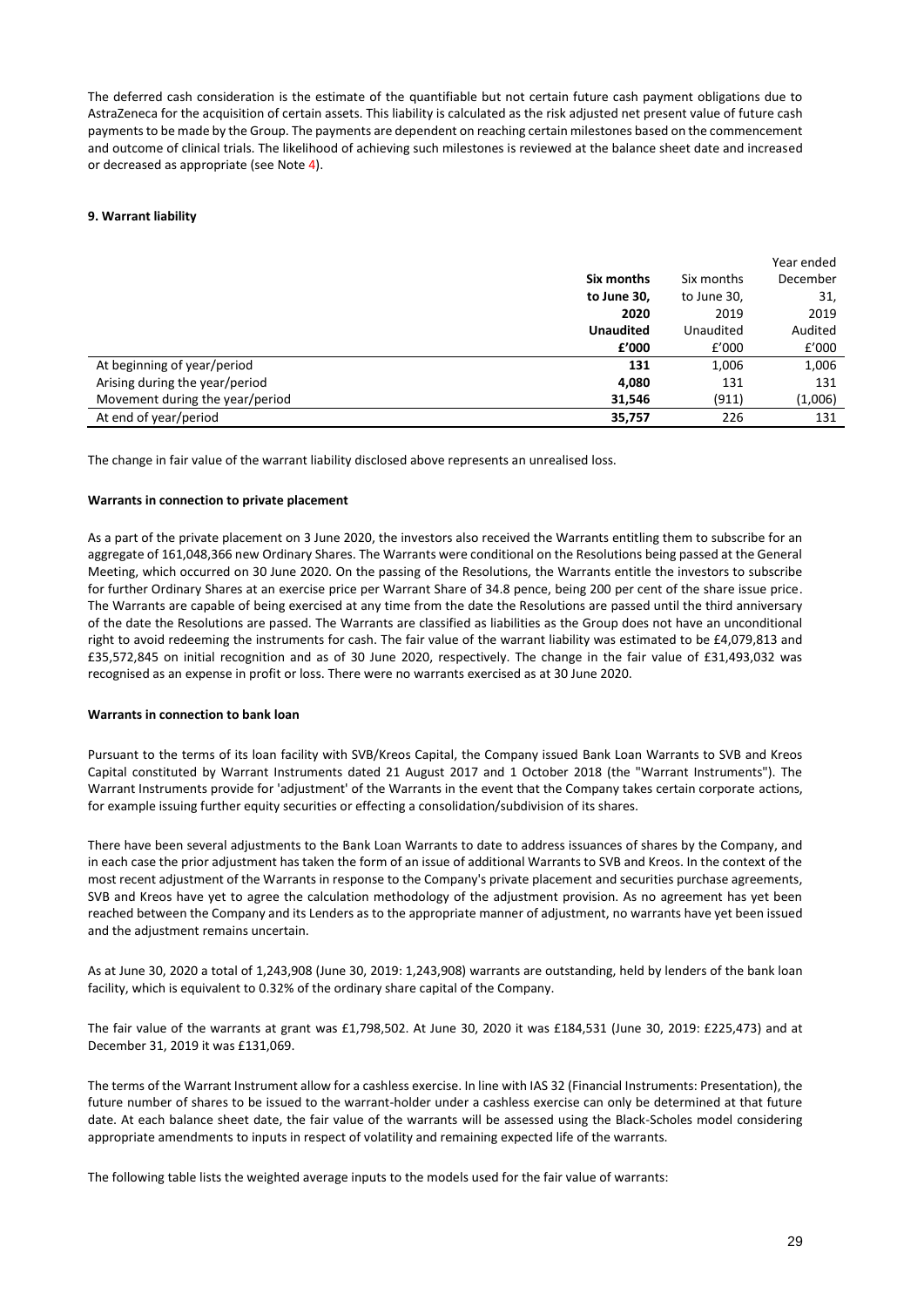The deferred cash consideration is the estimate of the quantifiable but not certain future cash payment obligations due to AstraZeneca for the acquisition of certain assets. This liability is calculated as the risk adjusted net present value of future cash payments to be made by the Group. The payments are dependent on reaching certain milestones based on the commencement and outcome of clinical trials. The likelihood of achieving such milestones is reviewed at the balance sheet date and increased or decreased as appropriate (see Note 4).

### 9. Warrant liability

| | **Six months to June 30, 2020 Unaudited £'000** | Six months to June 30, 2019 Unaudited £'000 | Year ended December 31, 2019 Audited £'000 |
|---|---|---|---|
| At beginning of year/period | **131** | 1,006 | 1,006 |
| Arising during the year/period | **4,080** | 131 | 131 |
| Movement during the year/period | **31,546** | (911) | (1,006) |
| At end of year/period | **35,757** | 226 | 131 |

The change in fair value of the warrant liability disclosed above represents an unrealised loss.

**Warrants in connection to private placement**

As a part of the private placement on 3 June 2020, the investors also received the Warrants entitling them to subscribe for an aggregate of 161,048,366 new Ordinary Shares. The Warrants were conditional on the Resolutions being passed at the General Meeting, which occurred on 30 June 2020. On the passing of the Resolutions, the Warrants entitle the investors to subscribe for further Ordinary Shares at an exercise price per Warrant Share of 34.8 pence, being 200 per cent of the share issue price. The Warrants are capable of being exercised at any time from the date the Resolutions are passed until the third anniversary of the date the Resolutions are passed. The Warrants are classified as liabilities as the Group does not have an unconditional right to avoid redeeming the instruments for cash. The fair value of the warrant liability was estimated to be £4,079,813 and £35,572,845 on initial recognition and as of 30 June 2020, respectively. The change in the fair value of £31,493,032 was recognised as an expense in profit or loss. There were no warrants exercised as at 30 June 2020.

**Warrants in connection to bank loan**

Pursuant to the terms of its loan facility with SVB/Kreos Capital, the Company issued Bank Loan Warrants to SVB and Kreos Capital constituted by Warrant Instruments dated 21 August 2017 and 1 October 2018 (the "Warrant Instruments"). The Warrant Instruments provide for 'adjustment' of the Warrants in the event that the Company takes certain corporate actions, for example issuing further equity securities or effecting a consolidation/subdivision of its shares.

There have been several adjustments to the Bank Loan Warrants to date to address issuances of shares by the Company, and in each case the prior adjustment has taken the form of an issue of additional Warrants to SVB and Kreos. In the context of the most recent adjustment of the Warrants in response to the Company's private placement and securities purchase agreements, SVB and Kreos have yet to agree the calculation methodology of the adjustment provision. As no agreement has yet been reached between the Company and its Lenders as to the appropriate manner of adjustment, no warrants have yet been issued and the adjustment remains uncertain.

As at June 30, 2020 a total of 1,243,908 (June 30, 2019: 1,243,908) warrants are outstanding, held by lenders of the bank loan facility, which is equivalent to 0.32% of the ordinary share capital of the Company.

The fair value of the warrants at grant was £1,798,502. At June 30, 2020 it was £184,531 (June 30, 2019: £225,473) and at December 31, 2019 it was £131,069.

The terms of the Warrant Instrument allow for a cashless exercise. In line with IAS 32 (Financial Instruments: Presentation), the future number of shares to be issued to the warrant-holder under a cashless exercise can only be determined at that future date. At each balance sheet date, the fair value of the warrants will be assessed using the Black-Scholes model considering appropriate amendments to inputs in respect of volatility and remaining expected life of the warrants.

The following table lists the weighted average inputs to the models used for the fair value of warrants: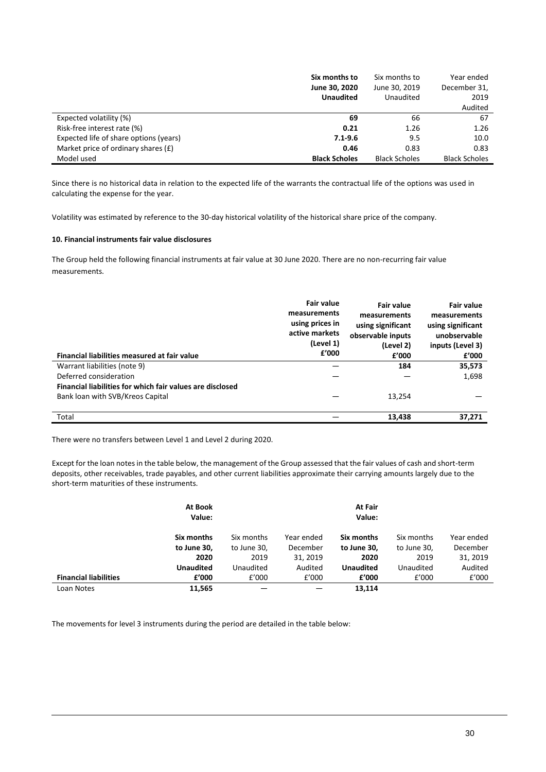| | **Six months to June 30, 2020 Unaudited** | Six months to June 30, 2019 Unaudited | Year ended December 31, 2019 Audited |
|---|---|---|---|
| Expected volatility (%) | **69** | 66 | 67 |
| Risk-free interest rate (%) | **0.21** | 1.26 | 1.26 |
| Expected life of share options (years) | **7.1-9.6** | 9.5 | 10.0 |
| Market price of ordinary shares (£) | **0.46** | 0.83 | 0.83 |
| Model used | **Black Scholes** | Black Scholes | Black Scholes |

Since there is no historical data in relation to the expected life of the warrants the contractual life of the options was used in calculating the expense for the year.

Volatility was estimated by reference to the 30-day historical volatility of the historical share price of the company.

**10. Financial instruments fair value disclosures**

The Group held the following financial instruments at fair value at 30 June 2020. There are no non-recurring fair value measurements.

| **Financial liabilities measured at fair value** | **Fair value measurements using prices in active markets (Level 1) £'000** | **Fair value measurements using significant observable inputs (Level 2) £'000** | **Fair value measurements using significant unobservable inputs (Level 3) £'000** |
|---|---|---|---|
| Warrant liabilities (note 9) | — | **184** | **35,573** |
| Deferred consideration | — | — | 1,698 |
| **Financial liabilities for which fair values are disclosed** | | | |
| Bank loan with SVB/Kreos Capital | — | 13,254 | — |
| Total | — | **13,438** | **37,271** |

There were no transfers between Level 1 and Level 2 during 2020.

Except for the loan notes in the table below, the management of the Group assessed that the fair values of cash and short-term deposits, other receivables, trade payables, and other current liabilities approximate their carrying amounts largely due to the short-term maturities of these instruments.

| | **At Book Value:** | | | **At Fair Value:** | | |
|---|---|---|---|---|---|---|
| **Financial liabilities** | **Six months to June 30, 2020 Unaudited £'000** | Six months to June 30, 2019 Unaudited £'000 | Year ended December 31, 2019 Audited £'000 | **Six months to June 30, 2020 Unaudited £'000** | Six months to June 30, 2019 Unaudited £'000 | Year ended December 31, 2019 Audited £'000 |
| Loan Notes | **11,565** | — | — | **13,114** | | |

The movements for level 3 instruments during the period are detailed in the table below: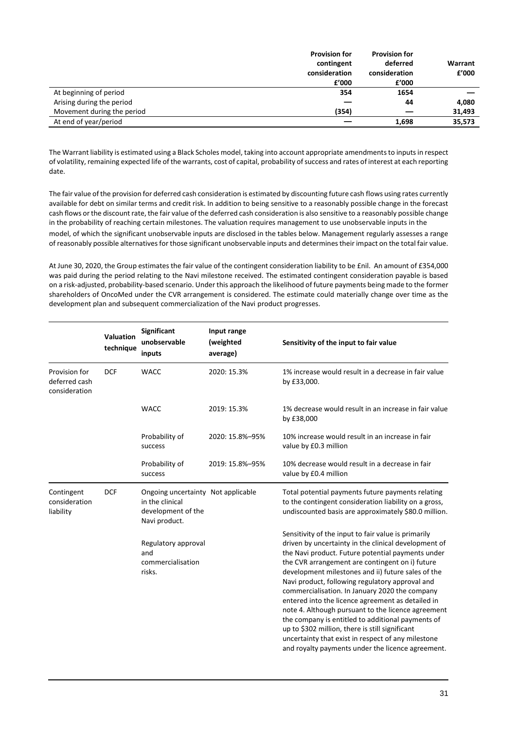| | Provision for contingent consideration £'000 | Provision for deferred consideration £'000 | Warrant £'000 |
|---|---|---|---|
| At beginning of period | 354 | 1654 | — |
| Arising during the period | — | 44 | 4,080 |
| Movement during the period | (354) | — | 31,493 |
| At end of year/period | — | 1,698 | 35,573 |

The Warrant liability is estimated using a Black Scholes model, taking into account appropriate amendments to inputs in respect of volatility, remaining expected life of the warrants, cost of capital, probability of success and rates of interest at each reporting date.

The fair value of the provision for deferred cash consideration is estimated by discounting future cash flows using rates currently available for debt on similar terms and credit risk. In addition to being sensitive to a reasonably possible change in the forecast cash flows or the discount rate, the fair value of the deferred cash consideration is also sensitive to a reasonably possible change in the probability of reaching certain milestones. The valuation requires management to use unobservable inputs in the model, of which the significant unobservable inputs are disclosed in the tables below. Management regularly assesses a range of reasonably possible alternatives for those significant unobservable inputs and determines their impact on the total fair value.

At June 30, 2020, the Group estimates the fair value of the contingent consideration liability to be £nil. An amount of £354,000 was paid during the period relating to the Navi milestone received. The estimated contingent consideration payable is based on a risk-adjusted, probability-based scenario. Under this approach the likelihood of future payments being made to the former shareholders of OncoMed under the CVR arrangement is considered. The estimate could materially change over time as the development plan and subsequent commercialization of the Navi product progresses.

| | Valuation technique | Significant unobservable inputs | Input range (weighted average) | Sensitivity of the input to fair value |
|---|---|---|---|---|
| Provision for deferred cash consideration | DCF | WACC | 2020: 15.3% | 1% increase would result in a decrease in fair value by £33,000. |
| | | WACC | 2019: 15.3% | 1% decrease would result in an increase in fair value by £38,000 |
| | | Probability of success | 2020: 15.8%–95% | 10% increase would result in an increase in fair value by £0.3 million |
| | | Probability of success | 2019: 15.8%–95% | 10% decrease would result in a decrease in fair value by £0.4 million |
| Contingent consideration liability | DCF | Ongoing uncertainty in the clinical development of the Navi product. | Not applicable | Total potential payments future payments relating to the contingent consideration liability on a gross, undiscounted basis are approximately $80.0 million. |
| | | Regulatory approval and commercialisation risks. | | Sensitivity of the input to fair value is primarily driven by uncertainty in the clinical development of the Navi product. Future potential payments under the CVR arrangement are contingent on i) future development milestones and ii) future sales of the Navi product, following regulatory approval and commercialisation. In January 2020 the company entered into the licence agreement as detailed in note 4. Although pursuant to the licence agreement the company is entitled to additional payments of up to $302 million, there is still significant uncertainty that exist in respect of any milestone and royalty payments under the licence agreement. |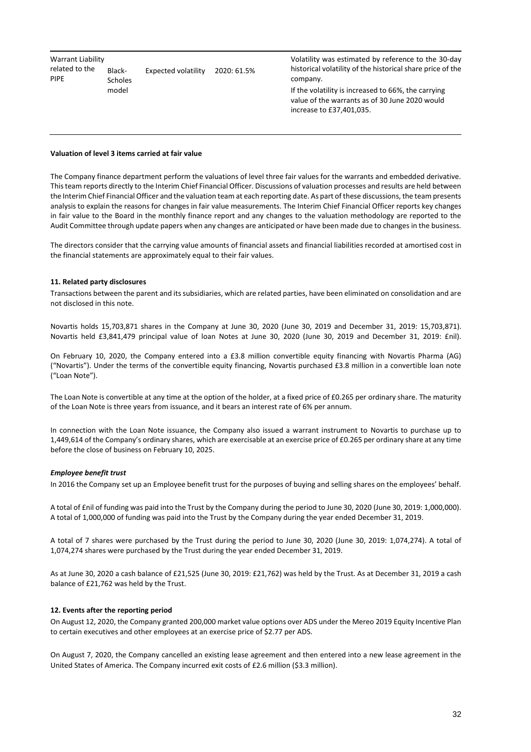| | | | | |
|---|---|---|---|---|
| Warrant Liability related to the PIPE | Black-Scholes model | Expected volatility | 2020: 61.5% | Volatility was estimated by reference to the 30-day historical volatility of the historical share price of the company.<br>If the volatility is increased to 66%, the carrying value of the warrants as of 30 June 2020 would increase to £37,401,035. |

**Valuation of level 3 items carried at fair value**

The Company finance department perform the valuations of level three fair values for the warrants and embedded derivative. This team reports directly to the Interim Chief Financial Officer. Discussions of valuation processes and results are held between the Interim Chief Financial Officer and the valuation team at each reporting date. As part of these discussions, the team presents analysis to explain the reasons for changes in fair value measurements. The Interim Chief Financial Officer reports key changes in fair value to the Board in the monthly finance report and any changes to the valuation methodology are reported to the Audit Committee through update papers when any changes are anticipated or have been made due to changes in the business.

The directors consider that the carrying value amounts of financial assets and financial liabilities recorded at amortised cost in the financial statements are approximately equal to their fair values.

**11. Related party disclosures**

Transactions between the parent and its subsidiaries, which are related parties, have been eliminated on consolidation and are not disclosed in this note.

Novartis holds 15,703,871 shares in the Company at June 30, 2020 (June 30, 2019 and December 31, 2019: 15,703,871). Novartis held £3,841,479 principal value of loan Notes at June 30, 2020 (June 30, 2019 and December 31, 2019: £nil).

On February 10, 2020, the Company entered into a £3.8 million convertible equity financing with Novartis Pharma (AG) ("Novartis"). Under the terms of the convertible equity financing, Novartis purchased £3.8 million in a convertible loan note ("Loan Note").

The Loan Note is convertible at any time at the option of the holder, at a fixed price of £0.265 per ordinary share. The maturity of the Loan Note is three years from issuance, and it bears an interest rate of 6% per annum.

In connection with the Loan Note issuance, the Company also issued a warrant instrument to Novartis to purchase up to 1,449,614 of the Company's ordinary shares, which are exercisable at an exercise price of £0.265 per ordinary share at any time before the close of business on February 10, 2025.

***Employee benefit trust***

In 2016 the Company set up an Employee benefit trust for the purposes of buying and selling shares on the employees' behalf.

A total of £nil of funding was paid into the Trust by the Company during the period to June 30, 2020 (June 30, 2019: 1,000,000). A total of 1,000,000 of funding was paid into the Trust by the Company during the year ended December 31, 2019.

A total of 7 shares were purchased by the Trust during the period to June 30, 2020 (June 30, 2019: 1,074,274). A total of 1,074,274 shares were purchased by the Trust during the year ended December 31, 2019.

As at June 30, 2020 a cash balance of £21,525 (June 30, 2019: £21,762) was held by the Trust. As at December 31, 2019 a cash balance of £21,762 was held by the Trust.

**12. Events after the reporting period**

On August 12, 2020, the Company granted 200,000 market value options over ADS under the Mereo 2019 Equity Incentive Plan to certain executives and other employees at an exercise price of $2.77 per ADS.

On August 7, 2020, the Company cancelled an existing lease agreement and then entered into a new lease agreement in the United States of America. The Company incurred exit costs of £2.6 million ($3.3 million).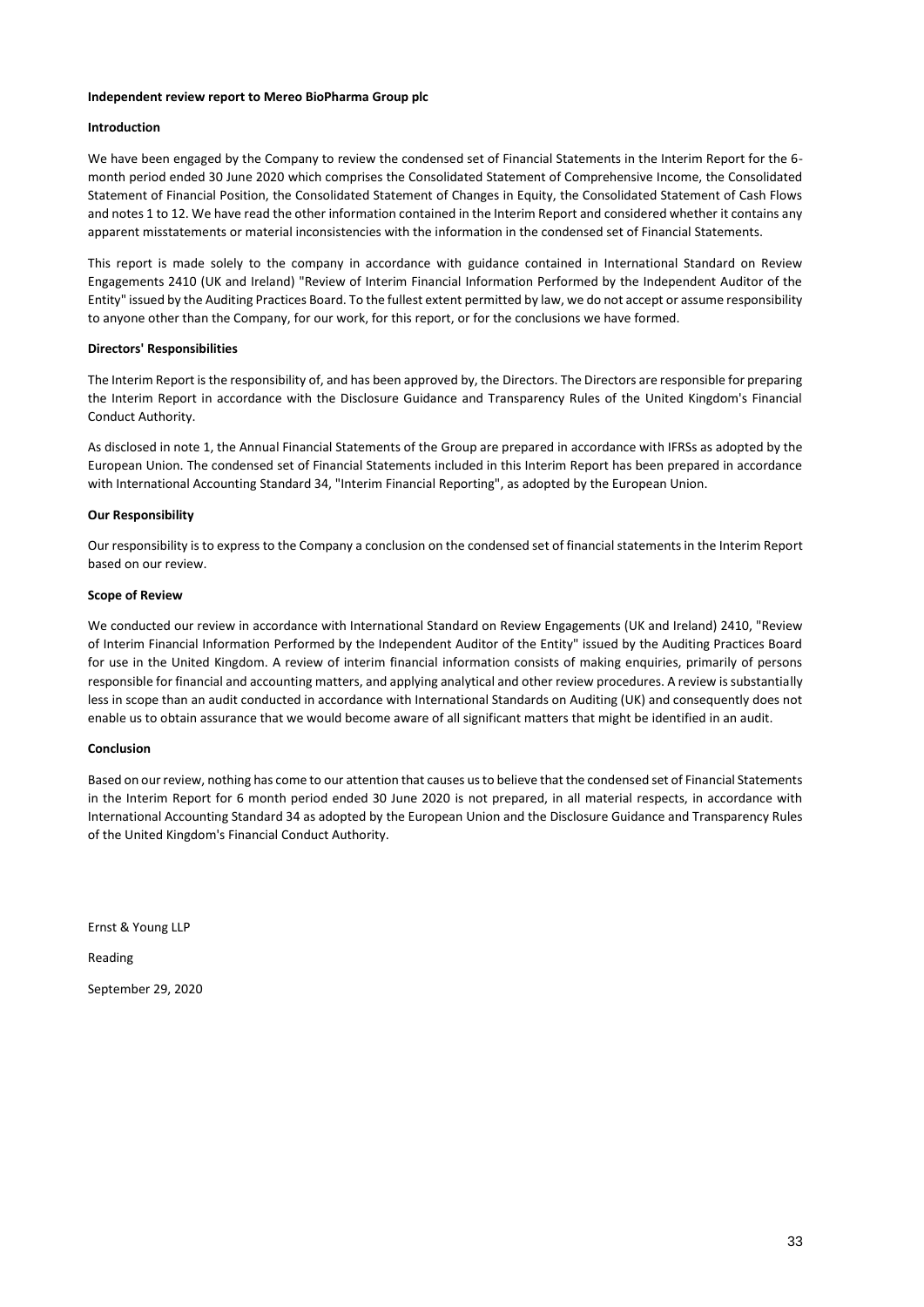**Independent review report to Mereo BioPharma Group plc**

**Introduction**

We have been engaged by the Company to review the condensed set of Financial Statements in the Interim Report for the 6-month period ended 30 June 2020 which comprises the Consolidated Statement of Comprehensive Income, the Consolidated Statement of Financial Position, the Consolidated Statement of Changes in Equity, the Consolidated Statement of Cash Flows and notes 1 to 12. We have read the other information contained in the Interim Report and considered whether it contains any apparent misstatements or material inconsistencies with the information in the condensed set of Financial Statements.

This report is made solely to the company in accordance with guidance contained in International Standard on Review Engagements 2410 (UK and Ireland) "Review of Interim Financial Information Performed by the Independent Auditor of the Entity" issued by the Auditing Practices Board. To the fullest extent permitted by law, we do not accept or assume responsibility to anyone other than the Company, for our work, for this report, or for the conclusions we have formed.

**Directors' Responsibilities**

The Interim Report is the responsibility of, and has been approved by, the Directors. The Directors are responsible for preparing the Interim Report in accordance with the Disclosure Guidance and Transparency Rules of the United Kingdom's Financial Conduct Authority.

As disclosed in note 1, the Annual Financial Statements of the Group are prepared in accordance with IFRSs as adopted by the European Union. The condensed set of Financial Statements included in this Interim Report has been prepared in accordance with International Accounting Standard 34, "Interim Financial Reporting", as adopted by the European Union.

**Our Responsibility**

Our responsibility is to express to the Company a conclusion on the condensed set of financial statements in the Interim Report based on our review.

**Scope of Review**

We conducted our review in accordance with International Standard on Review Engagements (UK and Ireland) 2410, "Review of Interim Financial Information Performed by the Independent Auditor of the Entity" issued by the Auditing Practices Board for use in the United Kingdom. A review of interim financial information consists of making enquiries, primarily of persons responsible for financial and accounting matters, and applying analytical and other review procedures. A review is substantially less in scope than an audit conducted in accordance with International Standards on Auditing (UK) and consequently does not enable us to obtain assurance that we would become aware of all significant matters that might be identified in an audit.

**Conclusion**

Based on our review, nothing has come to our attention that causes us to believe that the condensed set of Financial Statements in the Interim Report for 6 month period ended 30 June 2020 is not prepared, in all material respects, in accordance with International Accounting Standard 34 as adopted by the European Union and the Disclosure Guidance and Transparency Rules of the United Kingdom's Financial Conduct Authority.

Ernst & Young LLP

Reading

September 29, 2020